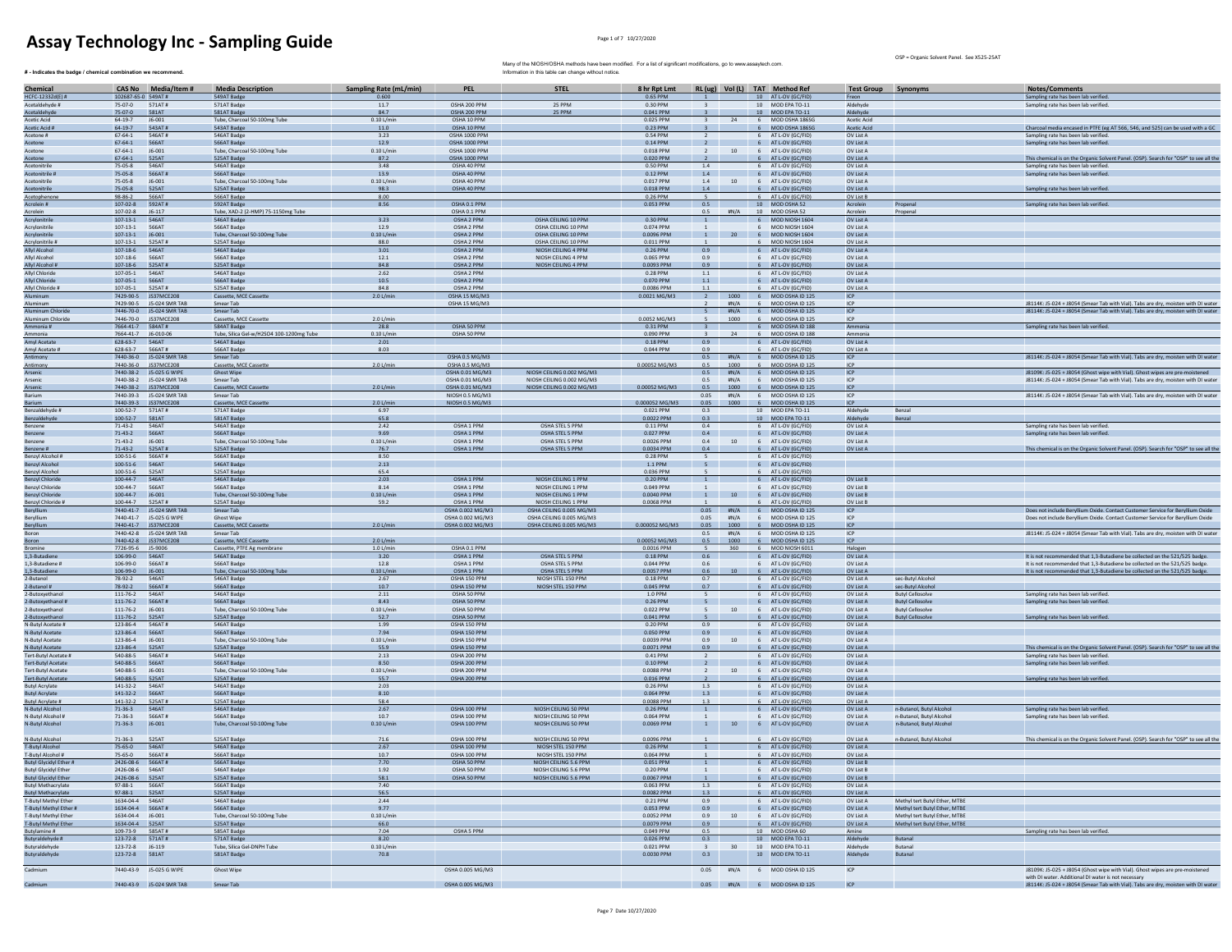# Assay Technology Inc - Sampling Guide

OSP = Organic Solvent Panel. See X525-25AT

**# - Indicates the badge / chemical combination we recommend.**

Many of the NIOSH/OSHA methods have been modified. For a list of significant modifications, go to www.assaytech.com.
Information in this table can change without notice.

| Chemical | CAS No | Media/Item # | Media Description | Sampling Rate (mL/min) | PEL | STEL | 8 hr Rpt Lmt | RL (ug) | Vol (L) | TAT | Method Ref | Test Group | Synonyms | Notes/Comments |
|---|---|---|---|---|---|---|---|---|---|---|---|---|---|---|
| HCFC-1233Zd(E) # | 102687-65-0 | 549AT # | 549AT Badge | 0.600 | | | 0.65 PPM | 1 | | 10 | AT L-OV (GC/FID) | Freon | | Sampling rate has been lab verified. |
| Acetaldehyde # | 75-07-0 | 571AT # | 571AT Badge | 11.7 | OSHA 200 PPM | 25 PPM | 0.30 PPM | 3 | | 10 | MOD EPA TO-11 | Aldehyde | | Sampling rate has been lab verified. |
| Acetaldehyde | 75-07-0 | 581AT | 581AT Badge | 84.7 | OSHA 200 PPM | 25 PPM | 0.041 PPM | 3 | | 10 | MOD EPA TO-11 | Aldehyde | | |
| Acetic Acid | 64-19-7 | J6-001 | Tube, Charcoal 50-100mg Tube | 0.10 L/min | OSHA 10 PPM | | 0.025 PPM | 3 | 24 | 6 | MOD OSHA 186SG | Acetic Acid | | |
| Acetic Acid # | 64-19-7 | 543AT # | 543AT Badge | 11.0 | OSHA 10 PPM | | 0.23 PPM | 3 | | 6 | MOD OSHA 186SG | Acetic Acid | | Charcoal media encased in PTFE (eg AT 566, 546, and 525) can be used with a GC |
| Acetone # | 67-64-1 | 546AT # | 546AT Badge | 3.23 | OSHA 1000 PPM | | 0.54 PPM | 2 | | 6 | AT L-OV (GC/FID) | OV List A | | Sampling rate has been lab verified. |
| Acetone | 67-64-1 | 566AT | 566AT Badge | 12.9 | OSHA 1000 PPM | | 0.14 PPM | 2 | | 6 | AT L-OV (GC/FID) | OV List A | | Sampling rate has been lab verified. |
| Acetone | 67-64-1 | J6-001 | Tube, Charcoal 50-100mg Tube | 0.10 L/min | OSHA 1000 PPM | | 0.018 PPM | 2 | 10 | 6 | AT L-OV (GC/FID) | OV List A | | |
| Acetone | 67-64-1 | 525AT | 525AT Badge | 87.2 | OSHA 1000 PPM | | 0.020 PPM | 2 | | 6 | AT L-OV (GC/FID) | OV List A | | This chemical is on the Organic Solvent Panel. (OSP). Search for "OSP" to see all the |
| Acetonitrile | 75-05-8 | 546AT | 546AT Badge | 3.48 | OSHA 40 PPM | | 0.50 PPM | 1.4 | | 6 | AT L-OV (GC/FID) | OV List A | | Sampling rate has been lab verified. |
| Acetonitrile # | 75-05-8 | 566AT # | 566AT Badge | 13.9 | OSHA 40 PPM | | 0.12 PPM | 1.4 | | 6 | AT L-OV (GC/FID) | OV List A | | Sampling rate has been lab verified. |
| Acetonitrile | 75-05-8 | J6-001 | Tube, Charcoal 50-100mg Tube | 0.10 L/min | OSHA 40 PPM | | 0.017 PPM | 1.4 | 10 | 6 | AT L-OV (GC/FID) | OV List A | | |
| Acetonitrile | 75-05-8 | 525AT | 525AT Badge | 98.3 | OSHA 40 PPM | | 0.018 PPM | 1.4 | | 6 | AT L-OV (GC/FID) | OV List A | | Sampling rate has been lab verified. |
| Acetophenone | 98-86-2 | 566AT | 566AT Badge | 8.00 | | | 0.26 PPM | 5 | | 6 | AT L-OV (GC/FID) | OV List B | | |
| Acrolein # | 107-02-8 | 592AT # | 592AT Badge | 8.56 | OSHA 0.1 PPM | | 0.053 PPM | 0.5 | | 10 | MOD OSHA 52 | Acrolein | Propenal | Sampling rate has been lab verified. |
| Acrolein | 107-02-8 | J6-117 | Tube, XAD-2 (2-HMP) 75-150mg Tube | | OSHA 0.1 PPM | | | 0.5 | #N/A | 10 | MOD OSHA 52 | Acrolein | Propenal | |
| Acrylonitrile | 107-13-1 | 546AT | 546AT Badge | 3.23 | OSHA 2 PPM | OSHA CEILING 10 PPM | 0.30 PPM | 1 | | 6 | MOD NIOSH 1604 | OV List A | | |
| Acrylonitrile | 107-13-1 | 566AT | 566AT Badge | 12.9 | OSHA 2 PPM | OSHA CEILING 10 PPM | 0.074 PPM | 1 | | 6 | MOD NIOSH 1604 | OV List A | | |
| Acrylonitrile | 107-13-1 | J6-001 | Tube, Charcoal 50-100mg Tube | 0.10 L/min | OSHA 2 PPM | OSHA CEILING 10 PPM | 0.0096 PPM | 1 | 20 | 6 | MOD NIOSH 1604 | OV List A | | |
| Acrylonitrile # | 107-13-1 | 525AT # | 525AT Badge | 88.0 | OSHA 2 PPM | OSHA CEILING 10 PPM | 0.011 PPM | 1 | | 6 | MOD NIOSH 1604 | OV List A | | |
| Allyl Alcohol | 107-18-6 | 546AT | 546AT Badge | 3.01 | OSHA 2 PPM | NIOSH CEILING 4 PPM | 0.26 PPM | 0.9 | | 6 | AT L-OV (GC/FID) | OV List A | | |
| Allyl Alcohol | 107-18-6 | 566AT | 566AT Badge | 12.1 | OSHA 2 PPM | NIOSH CEILING 4 PPM | 0.065 PPM | 0.9 | | 6 | AT L-OV (GC/FID) | OV List A | | |
| Allyl Alcohol # | 107-18-6 | 525AT # | 525AT Badge | 84.8 | OSHA 2 PPM | NIOSH CEILING 4 PPM | 0.0093 PPM | 0.9 | | 6 | AT L-OV (GC/FID) | OV List A | | |
| Allyl Chloride | 107-05-1 | 546AT | 546AT Badge | 2.62 | OSHA 2 PPM | | 0.28 PPM | 1.1 | | 6 | AT L-OV (GC/FID) | OV List A | | |
| Allyl Chloride | 107-05-1 | 566AT | 566AT Badge | 10.5 | OSHA 2 PPM | | 0.070 PPM | 1.1 | | 6 | AT L-OV (GC/FID) | OV List A | | |
| Allyl Chloride # | 107-05-1 | 525AT # | 525AT Badge | 84.8 | OSHA 2 PPM | | 0.0086 PPM | 1.1 | | 6 | AT L-OV (GC/FID) | OV List A | | |
| Aluminum | 7429-90-5 | J537MCE208 | Cassette, MCE Cassette | 2.0 L/min | OSHA 15 MG/M3 | | 0.0021 MG/M3 | 2 | 1000 | 6 | MOD OSHA ID 125 | ICP | | |
| Aluminum | 7429-90-5 | J5-024 SMR TAB | Smear Tab | | OSHA 15 MG/M3 | | | 2 | #N/A | 6 | MOD OSHA ID 125 | ICP | | J8114K: J5-024 + J8054 (Smear Tab with Vial). Tabs are dry, moisten with DI water |
| Aluminum Chloride | 7446-70-0 | J5-024 SMR TAB | Smear Tab | | | | | 5 | #N/A | 6 | MOD OSHA ID 125 | ICP | | J8114K: J5-024 + J8054 (Smear Tab with Vial). Tabs are dry, moisten with DI water |
| Aluminum Chloride | 7446-70-0 | J537MCE208 | Cassette, MCE Cassette | 2.0 L/min | | | 0.0052 MG/M3 | 5 | 1000 | 6 | MOD OSHA ID 125 | ICP | | |
| Ammonia # | 7664-41-7 | 584AT # | 584AT Badge | 28.8 | OSHA 50 PPM | | 0.31 PPM | 3 | | 6 | MOD OSHA ID 188 | Ammonia | | Sampling rate has been lab verified. |
| Ammonia | 7664-41-7 | J6-010-06 | Tube, Silica Gel-w/H2SO4 100-1200mg Tube | 0.10 L/min | OSHA 50 PPM | | 0.090 PPM | 3 | 24 | 6 | MOD OSHA ID 188 | Ammonia | | |
| Amyl Acetate | 628-63-7 | 546AT | 546AT Badge | 2.01 | | | 0.18 PPM | 0.9 | | 6 | AT L-OV (GC/FID) | OV List A | | |
| Amyl Acetate # | 628-63-7 | 566AT # | 566AT Badge | 8.03 | | | 0.044 PPM | 0.9 | | 6 | AT L-OV (GC/FID) | OV List A | | |
| Antimony | 7440-36-0 | J5-024 SMR TAB | Smear Tab | | OSHA 0.5 MG/M3 | | | 0.5 | #N/A | 6 | MOD OSHA ID 125 | ICP | | J8114K: J5-024 + J8054 (Smear Tab with Vial). Tabs are dry, moisten with DI water |
| Antimony | 7440-36-0 | J537MCE208 | Cassette, MCE Cassette | 2.0 L/min | OSHA 0.5 MG/M3 | | 0.00052 MG/M3 | 0.5 | 1000 | 6 | MOD OSHA ID 125 | ICP | | |
| Arsenic | 7440-38-2 | J5-025 G WIPE | Ghost Wipe | | OSHA 0.01 MG/M3 | NIOSH CEILING 0.002 MG/M3 | | 0.5 | #N/A | 6 | MOD OSHA ID 125 | ICP | | J8109K: J5-025 + J8054 (Ghost wipe with Vial). Ghost wipes are pre-moistened |
| Arsenic | 7440-38-2 | J5-024 SMR TAB | Smear Tab | | OSHA 0.01 MG/M3 | NIOSH CEILING 0.002 MG/M3 | | 0.5 | #N/A | 6 | MOD OSHA ID 125 | ICP | | J8114K: J5-024 + J8054 (Smear Tab with Vial). Tabs are dry, moisten with DI water |
| Arsenic | 7440-38-2 | J537MCE208 | Cassette, MCE Cassette | 2.0 L/min | OSHA 0.01 MG/M3 | NIOSH CEILING 0.002 MG/M3 | 0.00052 MG/M3 | 0.5 | 1000 | 6 | MOD OSHA ID 125 | ICP | | |
| Barium | 7440-39-3 | J5-024 SMR TAB | Smear Tab | | NIOSH 0.5 MG/M3 | | | 0.05 | #N/A | 6 | MOD OSHA ID 125 | ICP | | J8114K: J5-024 + J8054 (Smear Tab with Vial). Tabs are dry, moisten with DI water |
| Barium | 7440-39-3 | J537MCE208 | Cassette, MCE Cassette | 2.0 L/min | NIOSH 0.5 MG/M3 | | 0.000052 MG/M3 | 0.05 | 1000 | 6 | MOD OSHA ID 125 | ICP | | |
| Benzaldehyde # | 100-52-7 | 571AT # | 571AT Badge | 6.97 | | | 0.021 PPM | 0.3 | | 10 | MOD EPA TO-11 | Aldehyde | Benzal | |
| Benzaldehyde | 100-52-7 | 581AT | 581AT Badge | 65.8 | | | 0.0022 PPM | 0.3 | | 10 | MOD EPA TO-11 | Aldehyde | Benzal | |
| Benzene | 71-43-2 | 546AT | 546AT Badge | 2.42 | OSHA 1 PPM | OSHA STEL 5 PPM | 0.11 PPM | 0.4 | | 6 | AT L-OV (GC/FID) | OV List A | | Sampling rate has been lab verified. |
| Benzene | 71-43-2 | 566AT | 566AT Badge | 9.69 | OSHA 1 PPM | OSHA STEL 5 PPM | 0.027 PPM | 0.4 | | 6 | AT L-OV (GC/FID) | OV List A | | Sampling rate has been lab verified. |
| Benzene | 71-43-2 | J6-001 | Tube, Charcoal 50-100mg Tube | 0.10 L/min | OSHA 1 PPM | OSHA STEL 5 PPM | 0.0026 PPM | 0.4 | 10 | 6 | AT L-OV (GC/FID) | OV List A | | |
| Benzene # | 71-43-2 | 525AT # | 525AT Badge | 76.7 | OSHA 1 PPM | OSHA STEL 5 PPM | 0.0034 PPM | 0.4 | | 6 | AT L-OV (GC/FID) | OV List A | | This chemical is on the Organic Solvent Panel. (OSP). Search for "OSP" to see all the |
| Benzyl Alcohol # | 100-51-6 | 566AT # | 566AT Badge | 8.50 | | | 0.28 PPM | 5 | | 6 | AT L-OV (GC/FID) | | | |
| Benzyl Alcohol | 100-51-6 | 546AT | 546AT Badge | 2.13 | | | 1.1 PPM | 5 | | 6 | AT L-OV (GC/FID) | | | |
| Benzyl Alcohol | 100-51-6 | 525AT | 525AT Badge | 65.4 | | | 0.036 PPM | 5 | | 6 | AT L-OV (GC/FID) | | | |
| Benzyl Chloride | 100-44-7 | 546AT | 546AT Badge | 2.03 | OSHA 1 PPM | NIOSH CEILING 1 PPM | 0.20 PPM | 1 | | 6 | AT L-OV (GC/FID) | OV List B | | |
| Benzyl Chloride | 100-44-7 | 566AT | 566AT Badge | 8.14 | OSHA 1 PPM | NIOSH CEILING 1 PPM | 0.049 PPM | 1 | | 6 | AT L-OV (GC/FID) | OV List B | | |
| Benzyl Chloride | 100-44-7 | J6-001 | Tube, Charcoal 50-100mg Tube | 0.10 L/min | OSHA 1 PPM | NIOSH CEILING 1 PPM | 0.0040 PPM | 1 | 10 | 6 | AT L-OV (GC/FID) | OV List B | | |
| Benzyl Chloride # | 100-44-7 | 525AT | 525AT Badge | 59.2 | OSHA 1 PPM | NIOSH CEILING 1 PPM | 0.0068 PPM | 1 | | 6 | AT L-OV (GC/FID) | OV List B | | |
| Beryllium | 7440-41-7 | J5-024 SMR TAB | Smear Tab | | OSHA 0.002 MG/M3 | OSHA CEILING 0.005 MG/M3 | | 0.05 | #N/A | 6 | MOD OSHA ID 125 | ICP | | Does not include Beryllium Oxide. Contact Customer Service for Beryllium Oxide |
| Beryllium | 7440-41-7 | J5-025 G WIPE | Ghost Wipe | | OSHA 0.002 MG/M3 | OSHA CEILING 0.005 MG/M3 | | 0.05 | #N/A | 6 | MOD OSHA ID 125 | ICP | | Does not include Beryllium Oxide. Contact Customer Service for Beryllium Oxide |
| Beryllium | 7440-41-7 | J537MCE208 | Cassette, MCE Cassette | 2.0 L/min | OSHA 0.002 MG/M3 | OSHA CEILING 0.005 MG/M3 | 0.000052 MG/M3 | 0.05 | 1000 | 6 | MOD OSHA ID 125 | ICP | | |
| Boron | 7440-42-8 | J5-024 SMR TAB | Smear Tab | | | | | 0.5 | #N/A | 6 | MOD OSHA ID 125 | ICP | | J8114K: J5-024 + J8054 (Smear Tab with Vial). Tabs are dry, moisten with DI water |
| Boron | 7440-42-8 | J537MCE208 | Cassette, MCE Cassette | 2.0 L/min | | | 0.00052 MG/M3 | 0.5 | 1000 | 6 | MOD OSHA ID 125 | ICP | | |
| Bromine | 7726-95-6 | J5-9006 | Cassette, PTFE Ag membrane | 1.0 L/min | OSHA 0.1 PPM | | 0.0016 PPM | 5 | 360 | 6 | MOD NIOSH 6011 | Halogen | | |
| 1,3-Butadiene | 106-99-0 | 546AT | 546AT Badge | 3.20 | OSHA 1 PPM | OSHA STEL 5 PPM | 0.18 PPM | 0.6 | | 6 | AT L-OV (GC/FID) | OV List A | | It is not recommended that 1,3-Butadiene be collected on the 521/525 badge. |
| 1,3-Butadiene # | 106-99-0 | 566AT # | 566AT Badge | 12.8 | OSHA 1 PPM | OSHA STEL 5 PPM | 0.044 PPM | 0.6 | | 6 | AT L-OV (GC/FID) | OV List A | | It is not recommended that 1,3-Butadiene be collected on the 521/525 badge. |
| 1,3-Butadiene | 106-99-0 | J6-001 | Tube, Charcoal 50-100mg Tube | 0.10 L/min | OSHA 1 PPM | OSHA STEL 5 PPM | 0.0057 PPM | 0.6 | 10 | 6 | AT L-OV (GC/FID) | OV List A | | It is not recommended that 1,3-Butadiene be collected on the 521/525 badge. |
| 2-Butanol | 78-92-2 | 546AT | 546AT Badge | 2.67 | OSHA 150 PPM | NIOSH STEL 150 PPM | 0.18 PPM | 0.7 | | 6 | AT L-OV (GC/FID) | OV List A | sec-Butyl Alcohol | |
| 2-Butanol # | 78-92-2 | 566AT # | 566AT Badge | 10.7 | OSHA 150 PPM | NIOSH STEL 150 PPM | 0.045 PPM | 0.7 | | 6 | AT L-OV (GC/FID) | OV List A | sec-Butyl Alcohol | |
| 2-Butoxyethanol | 111-76-2 | 546AT | 546AT Badge | 2.11 | OSHA 50 PPM | | 1.0 PPM | 5 | | 6 | AT L-OV (GC/FID) | OV List A | Butyl Cellosolve | Sampling rate has been lab verified. |
| 2-Butoxyethanol # | 111-76-2 | 566AT # | 566AT Badge | 8.43 | OSHA 50 PPM | | 0.26 PPM | 5 | | 6 | AT L-OV (GC/FID) | OV List A | Butyl Cellosolve | Sampling rate has been lab verified. |
| 2-Butoxyethanol | 111-76-2 | J6-001 | Tube, Charcoal 50-100mg Tube | 0.10 L/min | OSHA 50 PPM | | 0.022 PPM | 5 | 10 | 6 | AT L-OV (GC/FID) | OV List A | Butyl Cellosolve | |
| 2-Butoxyethanol | 111-76-2 | 525AT | 525AT Badge | 52.7 | OSHA 50 PPM | | 0.041 PPM | 5 | | 6 | AT L-OV (GC/FID) | OV List A | Butyl Cellosolve | Sampling rate has been lab verified. |
| N-Butyl Acetate # | 123-86-4 | 546AT # | 546AT Badge | 1.99 | OSHA 150 PPM | | 0.20 PPM | 0.9 | | 6 | AT L-OV (GC/FID) | OV List A | | |
| N-Butyl Acetate | 123-86-4 | 566AT | 566AT Badge | 7.94 | OSHA 150 PPM | | 0.050 PPM | 0.9 | | 6 | AT L-OV (GC/FID) | OV List A | | |
| N-Butyl Acetate | 123-86-4 | J6-001 | Tube, Charcoal 50-100mg Tube | 0.10 L/min | OSHA 150 PPM | | 0.0039 PPM | 0.9 | 10 | 6 | AT L-OV (GC/FID) | OV List A | | |
| N-Butyl Acetate | 123-86-4 | 525AT | 525AT Badge | 55.9 | OSHA 150 PPM | | 0.0071 PPM | 0.9 | | 6 | AT L-OV (GC/FID) | OV List A | | This chemical is on the Organic Solvent Panel. (OSP). Search for "OSP" to see all the |
| Tert-Butyl Acetate # | 540-88-5 | 546AT # | 546AT Badge | 2.13 | OSHA 200 PPM | | 0.41 PPM | 2 | | 6 | AT L-OV (GC/FID) | OV List A | | Sampling rate has been lab verified. |
| Tert-Butyl Acetate | 540-88-5 | 566AT | 566AT Badge | 8.50 | OSHA 200 PPM | | 0.10 PPM | 2 | | 6 | AT L-OV (GC/FID) | OV List A | | Sampling rate has been lab verified. |
| Tert-Butyl Acetate | 540-88-5 | J6-001 | Tube, Charcoal 50-100mg Tube | 0.10 L/min | OSHA 200 PPM | | 0.0088 PPM | 2 | 10 | 6 | AT L-OV (GC/FID) | OV List A | | |
| Tert-Butyl Acetate | 540-88-5 | 525AT | 525AT Badge | 55.7 | OSHA 200 PPM | | 0.016 PPM | 2 | | 6 | AT L-OV (GC/FID) | OV List A | | Sampling rate has been lab verified. |
| Butyl Acrylate | 141-32-2 | 546AT | 546AT Badge | 2.03 | | | 0.26 PPM | 1.3 | | 6 | AT L-OV (GC/FID) | OV List A | | |
| Butyl Acrylate | 141-32-2 | 566AT | 566AT Badge | 8.10 | | | 0.064 PPM | 1.3 | | 6 | AT L-OV (GC/FID) | OV List A | | |
| Butyl Acrylate # | 141-32-2 | 525AT # | 525AT Badge | 58.4 | | | 0.0088 PPM | 1.3 | | 6 | AT L-OV (GC/FID) | OV List A | | |
| N-Butyl Alcohol | 71-36-3 | 546AT | 546AT Badge | 2.67 | OSHA 100 PPM | NIOSH CEILING 50 PPM | 0.26 PPM | 1 | | 6 | AT L-OV (GC/FID) | OV List A | n-Butanol, Butyl Alcohol | Sampling rate has been lab verified. |
| N-Butyl Alcohol # | 71-36-3 | 566AT # | 566AT Badge | 10.7 | OSHA 100 PPM | NIOSH CEILING 50 PPM | 0.064 PPM | 1 | | 6 | AT L-OV (GC/FID) | OV List A | n-Butanol, Butyl Alcohol | Sampling rate has been lab verified. |
| N-Butyl Alcohol | 71-36-3 | J6-001 | Tube, Charcoal 50-100mg Tube | 0.10 L/min | OSHA 100 PPM | NIOSH CEILING 50 PPM | 0.00069 PPM | 1 | 10 | 6 | AT L-OV (GC/FID) | OV List A | n-Butanol, Butyl Alcohol | |
| N-Butyl Alcohol | 71-36-3 | 525AT | 525AT Badge | 71.6 | OSHA 100 PPM | NIOSH CEILING 50 PPM | 0.0096 PPM | 1 | | 6 | AT L-OV (GC/FID) | OV List A | n-Butanol, Butyl Alcohol | This chemical is on the Organic Solvent Panel. (OSP). Search for "OSP" to see all the |
| T-Butyl Alcohol | 75-65-0 | 546AT | 546AT Badge | 2.67 | OSHA 100 PPM | NIOSH STEL 150 PPM | 0.26 PPM | 1 | | 6 | AT L-OV (GC/FID) | OV List A | | |
| T-Butyl Alcohol # | 75-65-0 | 566AT # | 566AT Badge | 10.7 | OSHA 100 PPM | NIOSH STEL 150 PPM | 0.064 PPM | 1 | | 6 | AT L-OV (GC/FID) | OV List A | | |
| Butyl Glycidyl Ether # | 2426-08-6 | 566AT # | 566AT Badge | 7.70 | OSHA 50 PPM | NIOSH CEILING 5.6 PPM | 0.051 PPM | 1 | | 6 | AT L-OV (GC/FID) | OV List B | | |
| Butyl Glycidyl Ether | 2426-08-6 | 546AT | 546AT Badge | 1.92 | OSHA 50 PPM | NIOSH CEILING 5.6 PPM | 0.20 PPM | 1 | | 6 | AT L-OV (GC/FID) | OV List B | | |
| Butyl Glycidyl Ether | 2426-08-6 | 525AT | 525AT Badge | 58.1 | OSHA 50 PPM | NIOSH CEILING 5.6 PPM | 0.0067 PPM | 1 | | 6 | AT L-OV (GC/FID) | OV List B | | |
| Butyl Methacrylate | 97-88-1 | 566AT | 566AT Badge | 7.40 | | | 0.063 PPM | 1.3 | | 6 | AT L-OV (GC/FID) | OV List A | | |
| Butyl Methacrylate | 97-88-1 | 525AT | 525AT Badge | 56.5 | | | 0.0082 PPM | 1.3 | | 6 | AT L-OV (GC/FID) | OV List A | | |
| T-Butyl Methyl Ether | 1634-04-4 | 546AT | 546AT Badge | 2.44 | | | 0.21 PPM | 0.9 | | 6 | AT L-OV (GC/FID) | OV List A | Methyl tert Butyl Ether, MTBE | |
| T-Butyl Methyl Ether # | 1634-04-4 | 566AT # | 566AT Badge | 9.77 | | | 0.053 PPM | 0.9 | | 6 | AT L-OV (GC/FID) | OV List A | Methyl tert Butyl Ether, MTBE | |
| T-Butyl Methyl Ether | 1634-04-4 | J6-001 | Tube, Charcoal 50-100mg Tube | 0.10 L/min | | | 0.0052 PPM | 0.9 | 10 | 6 | AT L-OV (GC/FID) | OV List A | Methyl tert Butyl Ether, MTBE | |
| T-Butyl Methyl Ether | 1634-04-4 | 525AT | 525AT Badge | 66.0 | | | 0.0079 PPM | 0.9 | | 6 | AT L-OV (GC/FID) | OV List A | Methyl tert Butyl Ether, MTBE | |
| Butylamine # | 109-73-9 | 585AT # | 585AT Badge | 7.04 | OSHA 5 PPM | | 0.049 PPM | 0.5 | | 10 | MOD OSHA 60 | Amine | | Sampling rate has been lab verified. |
| Butyraldehyde # | 123-72-8 | 571AT # | 571AT Badge | 8.20 | | | 0.026 PPM | 0.3 | | 10 | MOD EPA TO-11 | Aldehyde | Butanal | |
| Butyraldehyde | 123-72-8 | J6-119 | Tube, Silica Gel-DNPH Tube | 0.10 L/min | | | 0.021 PPM | 3 | 30 | 10 | MOD EPA TO-11 | Aldehyde | Butanal | |
| Butyraldehyde | 123-72-8 | 581AT | 581AT Badge | 70.8 | | | 0.0030 PPM | 0.3 | | 10 | MOD EPA TO-11 | Aldehyde | Butanal | |
| Cadmium | 7440-43-9 | J5-025 G WIPE | Ghost Wipe | | OSHA 0.005 MG/M3 | | | 0.05 | #N/A | 6 | MOD OSHA ID 125 | ICP | | J8109K: J5-025 + J8054 (Ghost wipe with Vial). Ghost wipes are pre-moistened with DI water. Additional DI water is not necessary |
| Cadmium | 7440-43-9 | J5-024 SMR TAB | Smear Tab | | OSHA 0.005 MG/M3 | | | 0.05 | #N/A | 6 | MOD OSHA ID 125 | ICP | | J8114K: J5-024 + J8054 (Smear Tab with Vial). Tabs are dry, moisten with DI water |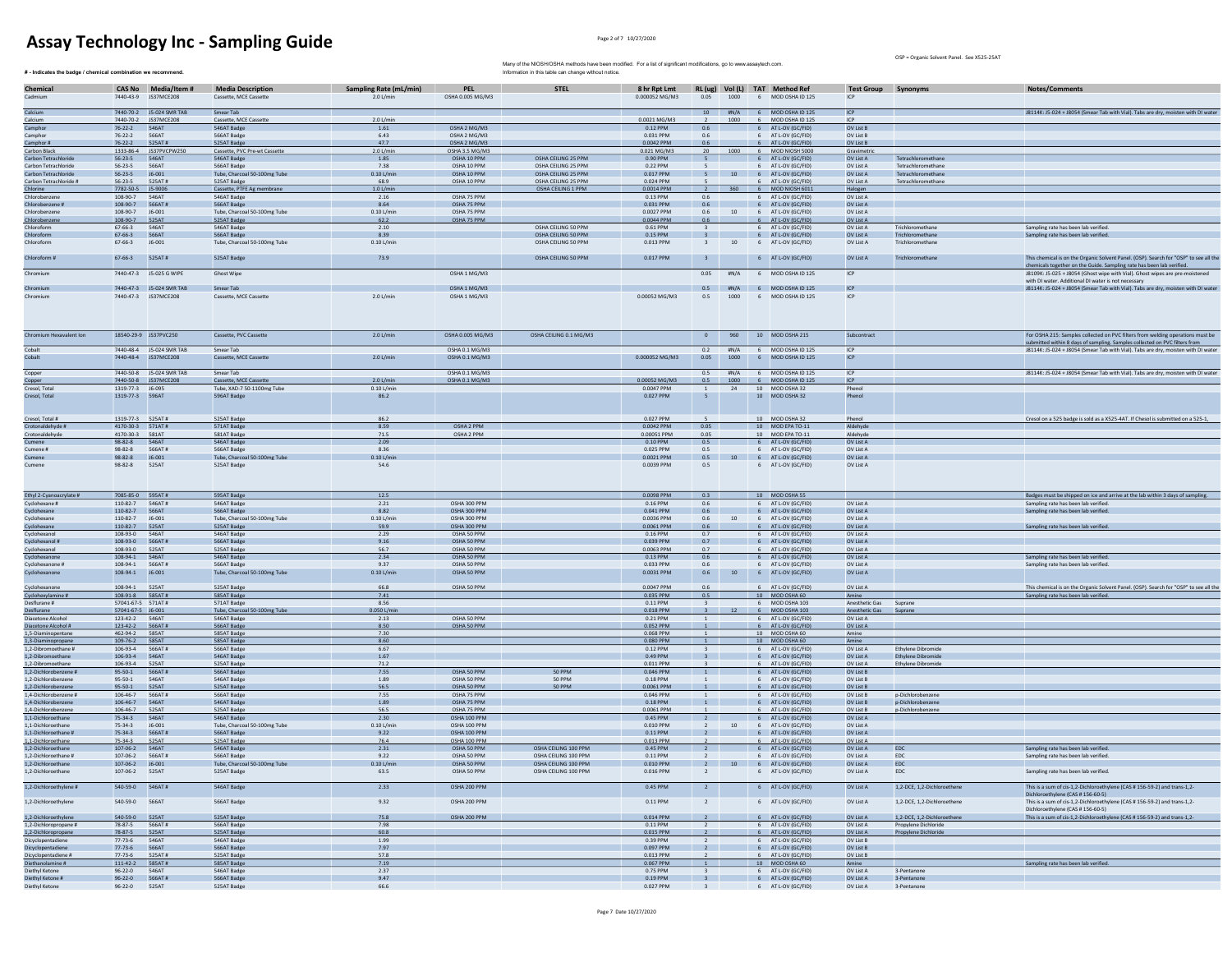# Assay Technology Inc - Sampling Guide

OSP = Organic Solvent Panel. See X525-25AT

Many of the NIOSH/OSHA methods have been modified. For a list of significant modifications, go to www.assaytech.com.
Information in this table can change without notice.

**# - Indicates the badge / chemical combination we recommend.**

| Chemical | CAS No | Media/Item # | Media Description | Sampling Rate (mL/min) | PEL | STEL | 8 hr Rpt Lmt | RL (ug) | Vol (L) | TAT | Method Ref | Test Group | Synonyms | Notes/Comments |
|---|---|---|---|---|---|---|---|---|---|---|---|---|---|---|
| Cadmium | 7440-43-9 | JS37MCE208 | Cassette, MCE Cassette | 2.0 L/min | OSHA 0.005 MG/M3 | | 0.000052 MG/M3 | 0.05 | 1000 | 6 | MOD OSHA ID 125 | ICP | | |
| Calcium | 7440-70-2 | JS-024 SMR TAB | Smear Tab | | | | | 10 | #N/A | 6 | MOD OSHA ID 125 | ICP | | J8114K: JS-024 + J8054 (Smear Tab with Vial). Tabs are dry, moisten with DI water |
| Calcium | 7440-70-2 | JS37MCE208 | Cassette, MCE Cassette | 2.0 L/min | | | 0.0021 MG/M3 | 2 | 1000 | 6 | MOD OSHA ID 125 | ICP | | |
| Camphor | 76-22-2 | 546AT | 546AT Badge | 1.61 | OSHA 2 MG/M3 | | 0.12 PPM | 0.6 | | 6 | AT L-OV (GC/FID) | OV List B | | |
| Camphor | 76-22-2 | 566AT | 566AT Badge | 6.43 | OSHA 2 MG/M3 | | 0.031 PPM | 0.6 | | 6 | AT L-OV (GC/FID) | OV List B | | |
| Camphor # | 76-22-2 | 525AT # | 525AT Badge | 47.7 | OSHA 2 MG/M3 | | 0.0042 PPM | 0.6 | | 6 | AT L-OV (GC/FID) | OV List B | | |
| Carbon Black | 1333-86-4 | JS37PVCPW250 | Cassette, PVC Pre-wt Cassette | 2.0 L/min | OSHA 3.5 MG/M3 | | 0.021 MG/M3 | 20 | 1000 | 6 | MOD NIOSH 5000 | Gravimetric | | |
| Carbon Tetrachloride | 56-23-5 | 546AT | 546AT Badge | 1.85 | OSHA 10 PPM | OSHA CEILING 25 PPM | 0.90 PPM | 5 | | 6 | AT L-OV (GC/FID) | OV List A | Tetrachloromethane | |
| Carbon Tetrachloride | 56-23-5 | 566AT | 566AT Badge | 7.38 | OSHA 10 PPM | OSHA CEILING 25 PPM | 0.22 PPM | 5 | | 6 | AT L-OV (GC/FID) | OV List A | Tetrachloromethane | |
| Carbon Tetrachloride | 56-23-5 | J6-001 | Tube, Charcoal 50-100mg Tube | 0.10 L/min | OSHA 10 PPM | OSHA CEILING 25 PPM | 0.017 PPM | 5 | 10 | 6 | AT L-OV (GC/FID) | OV List A | Tetrachloromethane | |
| Carbon Tetrachloride # | 56-23-5 | 525AT # | 525AT Badge | 68.9 | OSHA 10 PPM | OSHA CEILING 25 PPM | 0.024 PPM | 5 | | 6 | AT L-OV (GC/FID) | OV List A | Tetrachloromethane | |
| Chlorine | 7782-50-5 | JS-9006 | Cassette, PTFE Ag membrane | 1.0 L/min | | OSHA CEILING 1 PPM | 0.0014 PPM | 2 | 360 | 6 | MOD NIOSH 6011 | Halogen | | |
| Chlorobenzene | 108-90-7 | 546AT | 546AT Badge | 2.16 | OSHA 75 PPM | | 0.13 PPM | 0.6 | | 6 | AT L-OV (GC/FID) | OV List A | | |
| Chlorobenzene # | 108-90-7 | 566AT # | 566AT Badge | 8.64 | OSHA 75 PPM | | 0.031 PPM | 0.6 | | 6 | AT L-OV (GC/FID) | OV List A | | |
| Chlorobenzene | 108-90-7 | J6-001 | Tube, Charcoal 50-100mg Tube | 0.10 L/min | OSHA 75 PPM | | 0.0027 PPM | 0.6 | 10 | 6 | AT L-OV (GC/FID) | OV List A | | |
| Chlorobenzene | 108-90-7 | 525AT | 525AT Badge | 62.2 | OSHA 75 PPM | | 0.0044 PPM | 0.6 | | 6 | AT L-OV (GC/FID) | OV List A | | |
| Chloroform | 67-66-3 | 546AT | 546AT Badge | 2.10 | | OSHA CEILING 50 PPM | 0.61 PPM | 3 | | 6 | AT L-OV (GC/FID) | OV List A | Trichloromethane | Sampling rate has been lab verified. |
| Chloroform | 67-66-3 | 566AT | 566AT Badge | 8.39 | | OSHA CEILING 50 PPM | 0.15 PPM | 3 | | 6 | AT L-OV (GC/FID) | OV List A | Trichloromethane | Sampling rate has been lab verified. |
| Chloroform | 67-66-3 | J6-001 | Tube, Charcoal 50-100mg Tube | 0.10 L/min | | OSHA CEILING 50 PPM | 0.013 PPM | 3 | 10 | 6 | AT L-OV (GC/FID) | OV List A | Trichloromethane | |
| Chloroform # | 67-66-3 | 525AT # | 525AT Badge | 73.9 | | OSHA CEILING 50 PPM | 0.017 PPM | 3 | | 6 | AT L-OV (GC/FID) | OV List A | Trichloromethane | This chemical is on the Organic Solvent Panel. (OSP). Search for "OSP" to see all the chemicals together on the Guide. Sampling rate has been lab verified. |
| Chromium | 7440-47-3 | JS-025 G WIPE | Ghost Wipe | | OSHA 1 MG/M3 | | | 0.05 | #N/A | 6 | MOD OSHA ID 125 | ICP | | J8109K: JS-025 + J8054 (Ghost wipe with Vial). Ghost wipes are pre-moistened with DI water. Additional DI water is not necessary |
| Chromium | 7440-47-3 | JS-024 SMR TAB | Smear Tab | | OSHA 1 MG/M3 | | | 0.5 | #N/A | 6 | MOD OSHA ID 125 | ICP | | J8114K: JS-024 + J8054 (Smear Tab with Vial). Tabs are dry, moisten with DI water |
| Chromium | 7440-47-3 | JS37MCE208 | Cassette, MCE Cassette | 2.0 L/min | OSHA 1 MG/M3 | | 0.00052 MG/M3 | 0.5 | 1000 | 6 | MOD OSHA ID 125 | ICP | | |
| Chromium Hexavalent Ion | 18540-29-9 | JS37PVC250 | Cassette, PVC Cassette | 2.0 L/min | OSHA 0.005 MG/M3 | OSHA CEILING 0.1 MG/M3 | | 0 | 960 | 10 | MOD OSHA 215 | Subcontract | | For OSHA 215: Samples collected on PVC filters from welding operations must be submitted within 8 days of sampling. Samples collected on PVC filters from |
| Cobalt | 7440-48-4 | JS-024 SMR TAB | Smear Tab | | OSHA 0.1 MG/M3 | | | 0.2 | #N/A | 6 | MOD OSHA ID 125 | ICP | | J8114K: JS-024 + J8054 (Smear Tab with Vial). Tabs are dry, moisten with DI water |
| Cobalt | 7440-48-4 | JS37MCE208 | Cassette, MCE Cassette | 2.0 L/min | OSHA 0.1 MG/M3 | | 0.000052 MG/M3 | 0.05 | 1000 | 6 | MOD OSHA ID 125 | ICP | | |
| Copper | 7440-50-8 | JS-024 SMR TAB | Smear Tab | | OSHA 0.1 MG/M3 | | | 0.5 | #N/A | 6 | MOD OSHA ID 125 | ICP | | J8114K: JS-024 + J8054 (Smear Tab with Vial). Tabs are dry, moisten with DI water |
| Copper | 7440-50-8 | JS37MCE208 | Cassette, MCE Cassette | 2.0 L/min | OSHA 0.1 MG/M3 | | 0.00052 MG/M3 | 0.5 | 1000 | 6 | MOD OSHA ID 125 | ICP | | |
| Cresol, Total | 1319-77-3 | J6-095 | Tube, XAD-7 50-1100mg Tube | 0.10 L/min | | | 0.0047 PPM | 1 | 24 | 10 | MOD OSHA 32 | Phenol | | |
| Cresol, Total | 1319-77-3 | 596AT | 596AT Badge | 86.2 | | | 0.027 PPM | 5 | | 10 | MOD OSHA 32 | Phenol | | |
| Cresol, Total # | 1319-77-3 | 525AT # | 525AT Badge | 86.2 | | | 0.027 PPM | 5 | | 10 | MOD OSHA 32 | Phenol | | Cresol on a 525 badge is sold as a X525-4AT. If Cresol is submitted on a 525-1, |
| Crotonaldehyde # | 4170-30-3 | 571AT # | 571AT Badge | 8.59 | OSHA 2 PPM | | 0.0042 PPM | 0.05 | | 10 | MOD EPA TO-11 | Aldehyde | | |
| Crotonaldehyde | 4170-30-3 | 581AT | 581AT Badge | 71.5 | OSHA 2 PPM | | 0.00051 PPM | 0.05 | | 10 | MOD EPA TO-11 | Aldehyde | | |
| Cumene | 98-82-8 | 546AT | 546AT Badge | 2.09 | | | 0.10 PPM | 0.5 | | 6 | AT L-OV (GC/FID) | OV List A | | |
| Cumene # | 98-82-8 | 566AT # | 566AT Badge | 8.36 | | | 0.025 PPM | 0.5 | | 6 | AT L-OV (GC/FID) | OV List A | | |
| Cumene | 98-82-8 | J6-001 | Tube, Charcoal 50-100mg Tube | 0.10 L/min | | | 0.0021 PPM | 0.5 | 10 | 6 | AT L-OV (GC/FID) | OV List A | | |
| Cumene | 98-82-8 | 525AT | 525AT Badge | 54.6 | | | 0.0039 PPM | 0.5 | | 6 | AT L-OV (GC/FID) | OV List A | | |
| Ethyl 2-Cyanoacrylate # | 7085-85-0 | 595AT # | 595AT Badge | 12.5 | | | 0.0098 PPM | 0.3 | | 10 | MOD OSHA 55 | | | Badges must be shipped on ice and arrive at the lab within 3 days of sampling. |
| Cyclohexane # | 110-82-7 | 546AT # | 546AT Badge | 2.21 | OSHA 300 PPM | | 0.16 PPM | 0.6 | | 6 | AT L-OV (GC/FID) | OV List A | | Sampling rate has been lab verified. |
| Cyclohexane | 110-82-7 | 566AT | 566AT Badge | 8.82 | OSHA 300 PPM | | 0.041 PPM | 0.6 | | 6 | AT L-OV (GC/FID) | OV List A | | Sampling rate has been lab verified. |
| Cyclohexane | 110-82-7 | J6-001 | Tube, Charcoal 50-100mg Tube | 0.10 L/min | OSHA 300 PPM | | 0.0036 PPM | 0.6 | 10 | 6 | AT L-OV (GC/FID) | OV List A | | |
| Cyclohexane | 110-82-7 | 525AT | 525AT Badge | 59.9 | OSHA 300 PPM | | 0.0061 PPM | 0.6 | | 6 | AT L-OV (GC/FID) | OV List A | | Sampling rate has been lab verified. |
| Cyclohexanol | 108-93-0 | 546AT | 546AT Badge | 2.29 | OSHA 50 PPM | | 0.16 PPM | 0.7 | | 6 | AT L-OV (GC/FID) | OV List A | | |
| Cyclohexanol # | 108-93-0 | 566AT # | 566AT Badge | 9.16 | OSHA 50 PPM | | 0.039 PPM | 0.7 | | 6 | AT L-OV (GC/FID) | OV List A | | |
| Cyclohexanol | 108-93-0 | 525AT | 525AT Badge | 56.7 | OSHA 50 PPM | | 0.0063 PPM | 0.7 | | 6 | AT L-OV (GC/FID) | OV List A | | |
| Cyclohexanone | 108-94-1 | 546AT | 546AT Badge | 2.34 | OSHA 50 PPM | | 0.13 PPM | 0.6 | | 6 | AT L-OV (GC/FID) | OV List A | | Sampling rate has been lab verified. |
| Cyclohexanone # | 108-94-1 | 566AT # | 566AT Badge | 9.37 | OSHA 50 PPM | | 0.033 PPM | 0.6 | | 6 | AT L-OV (GC/FID) | OV List A | | Sampling rate has been lab verified. |
| Cyclohexanone | 108-94-1 | J6-001 | Tube, Charcoal 50-100mg Tube | 0.10 L/min | OSHA 50 PPM | | 0.0031 PPM | 0.6 | 10 | 6 | AT L-OV (GC/FID) | OV List A | | |
| Cyclohexanone | 108-94-1 | 525AT | 525AT Badge | 66.8 | OSHA 50 PPM | | 0.0047 PPM | 0.6 | | 6 | AT L-OV (GC/FID) | OV List A | | This chemical is on the Organic Solvent Panel. (OSP). Search for "OSP" to see all the |
| Cyclohexylamine # | 108-91-8 | 585AT # | 585AT Badge | 7.41 | | | 0.035 PPM | 0.5 | | 10 | MOD OSHA 60 | Amine | | Sampling rate has been lab verified. |
| Desflurane # | 57041-67-5 | 571AT # | 571AT Badge | 8.56 | | | 0.11 PPM | 3 | | 6 | MOD OSHA 103 | Anesthetic Gas | Suprane | |
| Desflurane | 57041-67-5 | J6-001 | Tube, Charcoal 50-100mg Tube | 0.050 L/min | | | 0.018 PPM | 3 | 12 | 6 | MOD OSHA 103 | Anesthetic Gas | Suprane | |
| Diacetone Alcohol | 123-42-2 | 546AT | 546AT Badge | 2.13 | OSHA 50 PPM | | 0.21 PPM | 1 | | 6 | AT L-OV (GC/FID) | OV List A | | |
| Diacetone Alcohol # | 123-42-2 | 566AT # | 566AT Badge | 8.50 | OSHA 50 PPM | | 0.052 PPM | 1 | | 6 | AT L-OV (GC/FID) | OV List A | | |
| 1,5-Diaminopentane | 462-94-2 | 585AT | 585AT Badge | 7.30 | | | 0.068 PPM | 1 | | 10 | MOD OSHA 60 | Amine | | |
| 1,3-Diaminopropane | 109-76-2 | 585AT | 585AT Badge | 8.60 | | | 0.080 PPM | 1 | | 10 | MOD OSHA 60 | Amine | | |
| 1,2-Dibromoethane # | 106-93-4 | 566AT # | 566AT Badge | 6.67 | | | 0.12 PPM | 3 | | 6 | AT L-OV (GC/FID) | OV List A | Ethylene Dibromide | |
| 1,2-Dibromoethane | 106-93-4 | 546AT | 546AT Badge | 1.67 | | | 0.49 PPM | 3 | | 6 | AT L-OV (GC/FID) | OV List A | Ethylene Dibromide | |
| 1,2-Dibromoethane | 106-93-4 | 525AT | 525AT Badge | 71.2 | | | 0.011 PPM | 3 | | 6 | AT L-OV (GC/FID) | OV List A | Ethylene Dibromide | |
| 1,2-Dichlorobenzene # | 95-50-1 | 566AT # | 566AT Badge | 7.55 | OSHA 50 PPM | 50 PPM | 0.046 PPM | 1 | | 6 | AT L-OV (GC/FID) | OV List B | | |
| 1,2-Dichlorobenzene | 95-50-1 | 546AT | 546AT Badge | 1.89 | OSHA 50 PPM | 50 PPM | 0.18 PPM | 1 | | 6 | AT L-OV (GC/FID) | OV List B | | |
| 1,2-Dichlorobenzene | 95-50-1 | 525AT | 525AT Badge | 56.5 | OSHA 50 PPM | 50 PPM | 0.0061 PPM | 1 | | 6 | AT L-OV (GC/FID) | OV List B | | |
| 1,4-Dichlorobenzene # | 106-46-7 | 566AT # | 566AT Badge | 7.55 | OSHA 75 PPM | | 0.046 PPM | 1 | | 6 | AT L-OV (GC/FID) | OV List B | p-Dichlorobenzene | |
| 1,4-Dichlorobenzene | 106-46-7 | 546AT | 546AT Badge | 1.89 | OSHA 75 PPM | | 0.18 PPM | 1 | | 6 | AT L-OV (GC/FID) | OV List B | p-Dichlorobenzene | |
| 1,4-Dichlorobenzene | 106-46-7 | 525AT | 525AT Badge | 56.5 | OSHA 75 PPM | | 0.0061 PPM | 1 | | 6 | AT L-OV (GC/FID) | OV List B | p-Dichlorobenzene | |
| 1,1-Dichloroethane | 75-34-3 | 546AT | 546AT Badge | 2.30 | OSHA 100 PPM | | 0.45 PPM | 2 | | 6 | AT L-OV (GC/FID) | OV List A | | |
| 1,1-Dichloroethane | 75-34-3 | J6-001 | Tube, Charcoal 50-100mg Tube | 0.10 L/min | OSHA 100 PPM | | 0.010 PPM | 2 | 10 | 6 | AT L-OV (GC/FID) | OV List A | | |
| 1,1-Dichloroethane # | 75-34-3 | 566AT # | 566AT Badge | 9.22 | OSHA 100 PPM | | 0.11 PPM | 2 | | 6 | AT L-OV (GC/FID) | OV List A | | |
| 1,1-Dichloroethane | 75-34-3 | 525AT | 525AT Badge | 76.4 | OSHA 100 PPM | | 0.013 PPM | 2 | | 6 | AT L-OV (GC/FID) | OV List A | | |
| 1,2-Dichloroethane | 107-06-2 | 546AT | 546AT Badge | 2.31 | OSHA 50 PPM | OSHA CEILING 100 PPM | 0.45 PPM | 2 | | 6 | AT L-OV (GC/FID) | OV List A | EDC | Sampling rate has been lab verified. |
| 1,2-Dichloroethane # | 107-06-2 | 566AT # | 566AT Badge | 9.22 | OSHA 50 PPM | OSHA CEILING 100 PPM | 0.11 PPM | 2 | | 6 | AT L-OV (GC/FID) | OV List A | EDC | Sampling rate has been lab verified. |
| 1,2-Dichloroethane | 107-06-2 | J6-001 | Tube, Charcoal 50-100mg Tube | 0.10 L/min | OSHA 50 PPM | OSHA CEILING 100 PPM | 0.010 PPM | 2 | 10 | 6 | AT L-OV (GC/FID) | OV List A | EDC | |
| 1,2-Dichloroethane | 107-06-2 | 525AT | 525AT Badge | 63.5 | OSHA 50 PPM | OSHA CEILING 100 PPM | 0.016 PPM | 2 | | 6 | AT L-OV (GC/FID) | OV List A | EDC | Sampling rate has been lab verified. |
| 1,2-Dichloroethylene # | 540-59-0 | 546AT # | 546AT Badge | 2.33 | OSHA 200 PPM | | 0.45 PPM | 2 | | 6 | AT L-OV (GC/FID) | OV List A | 1,2-DCE, 1,2-Dichloroethene | This is a sum of cis-1,2-Dichloroethylene (CAS # 156-59-2) and trans-1,2-Dichloroethylene (CAS # 156-60-5) |
| 1,2-Dichloroethylene | 540-59-0 | 566AT | 566AT Badge | 9.32 | OSHA 200 PPM | | 0.11 PPM | 2 | | 6 | AT L-OV (GC/FID) | OV List A | 1,2-DCE, 1,2-Dichloroethene | This is a sum of cis-1,2-Dichloroethylene (CAS # 156-59-2) and trans-1,2-Dichloroethylene (CAS # 156-60-5) |
| 1,2-Dichloroethylene | 540-59-0 | 525AT | 525AT Badge | 75.8 | OSHA 200 PPM | | 0.014 PPM | 2 | | 6 | AT L-OV (GC/FID) | OV List A | 1,2-DCE, 1,2-Dichloroethene | This is a sum of cis-1,2-Dichloroethylene (CAS # 156-59-2) and trans-1,2- |
| 1,2-Dichloropropane # | 78-87-5 | 566AT # | 566AT Badge | 7.98 | | | 0.11 PPM | 2 | | 6 | AT L-OV (GC/FID) | OV List A | Propylene Dichloride | |
| 1,2-Dichloropropane | 78-87-5 | 525AT | 525AT Badge | 60.8 | | | 0.015 PPM | 2 | | 6 | AT L-OV (GC/FID) | OV List A | Propylene Dichloride | |
| Dicyclopentadiene | 77-73-6 | 546AT | 546AT Badge | 1.99 | | | 0.39 PPM | 2 | | 6 | AT L-OV (GC/FID) | OV List B | | |
| Dicyclopentadiene | 77-73-6 | 566AT | 566AT Badge | 7.97 | | | 0.097 PPM | 2 | | 6 | AT L-OV (GC/FID) | OV List B | | |
| Dicyclopentadiene # | 77-73-6 | 525AT # | 525AT Badge | 57.8 | | | 0.013 PPM | 2 | | 6 | AT L-OV (GC/FID) | OV List B | | |
| Diethanolamine # | 111-42-2 | 585AT # | 585AT Badge | 7.19 | | | 0.067 PPM | 1 | | 10 | MOD OSHA 60 | Amine | | Sampling rate has been lab verified. |
| Diethyl Ketone | 96-22-0 | 546AT | 546AT Badge | 2.37 | | | 0.75 PPM | 3 | | 6 | AT L-OV (GC/FID) | OV List A | 3-Pentanone | |
| Diethyl Ketone # | 96-22-0 | 566AT # | 566AT Badge | 9.47 | | | 0.19 PPM | 3 | | 6 | AT L-OV (GC/FID) | OV List A | 3-Pentanone | |
| Diethyl Ketone | 96-22-0 | 525AT | 525AT Badge | 66.6 | | | 0.027 PPM | 3 | | 6 | AT L-OV (GC/FID) | OV List A | 3-Pentanone | |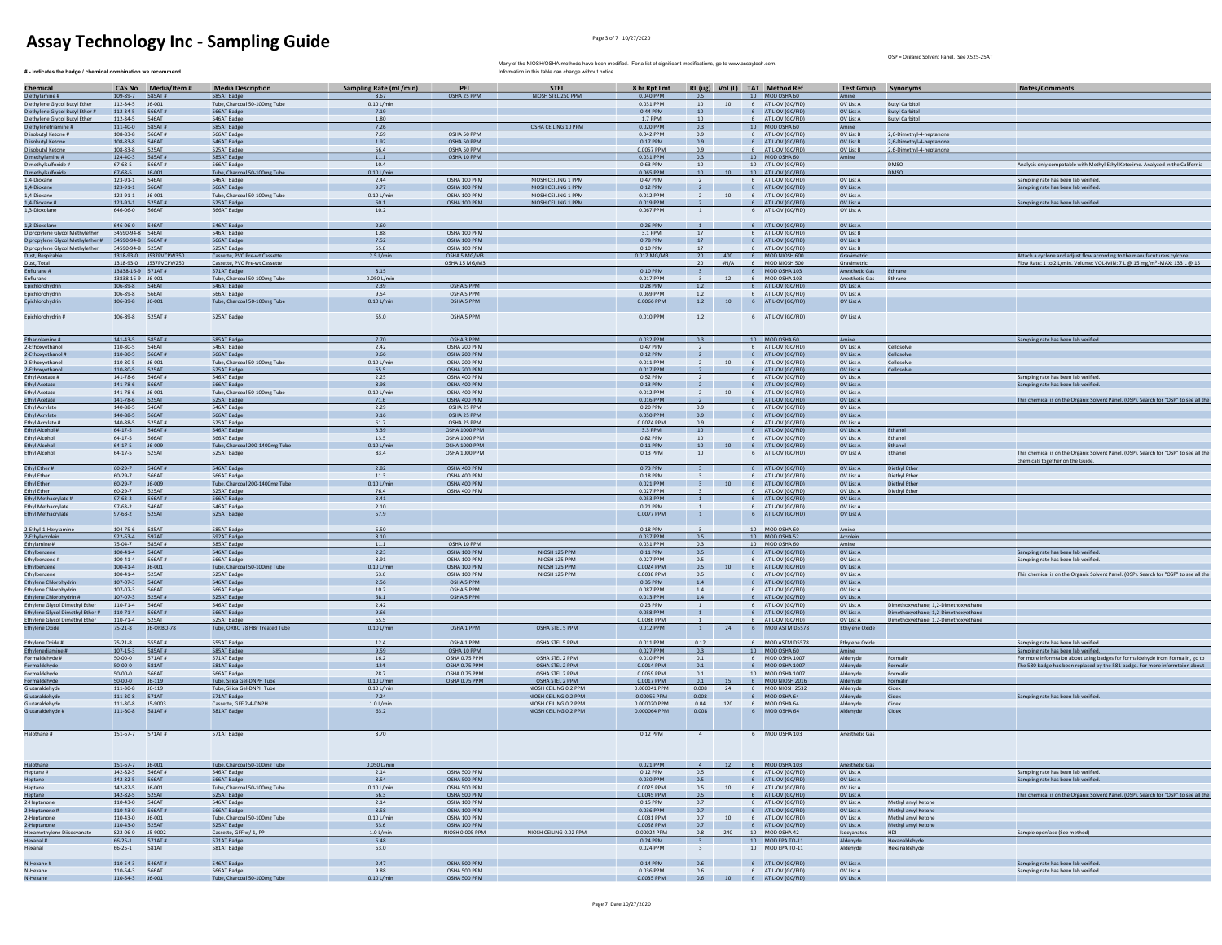# Assay Technology Inc - Sampling Guide

OSP = Organic Solvent Panel. See XS25-25AT

**# - Indicates the badge / chemical combination we recommend.**

Many of the NIOSH/OSHA methods have been modified. For a list of significant modifications, go to www.assaytech.com.
Information in this table can change without notice.

| Chemical | CAS No | Media/Item # | Media Description | Sampling Rate (mL/min) | PEL | STEL | 8 hr Rpt Lmt | RL (ug) | Vol (L) | TAT | Method Ref | Test Group | Synonyms | Notes/Comments |
|---|---|---|---|---|---|---|---|---|---|---|---|---|---|---|
| Diethylamine # | 109-89-7 | 585AT # | 585AT Badge | 8.67 | OSHA 25 PPM | NIOSH STEL 250 PPM | 0.040 PPM | 0.5 | | 10 | MOD OSHA 60 | Amine | | |
| Diethylene Glycol Butyl Ether | 112-34-5 | J6-001 | Tube, Charcoal 50-100mg Tube | 0.10 L/min | | | 0.031 PPM | 10 | 10 | 6 | AT L-OV (GC/FID) | OV List A | Butyl Carbitol | |
| Diethylene Glycol Butyl Ether # | 112-34-5 | 566AT # | 566AT Badge | 7.19 | | | 0.44 PPM | 10 | | 6 | AT L-OV (GC/FID) | OV List A | Butyl Carbitol | |
| Diethylene Glycol Butyl Ether | 112-34-5 | 546AT | 546AT Badge | 1.80 | | | 1.7 PPM | 10 | | 6 | AT L-OV (GC/FID) | OV List A | Butyl Carbitol | |
| Diethylenetriamine # | 111-40-0 | 585AT # | 585AT Badge | 7.26 | | OSHA CEILING 10 PPM | 0.020 PPM | 0.3 | | 10 | MOD OSHA 60 | Amine | | |
| Diisobutyl Ketone # | 108-83-8 | 566AT # | 566AT Badge | 7.69 | OSHA 50 PPM | | 0.042 PPM | 0.9 | | 6 | AT L-OV (GC/FID) | OV List B | 2,6-Dimethyl-4-heptanone | |
| Diisobutyl Ketone | 108-83-8 | 546AT | 546AT Badge | 1.92 | OSHA 50 PPM | | 0.17 PPM | 0.9 | | 6 | AT L-OV (GC/FID) | OV List B | 2,6-Dimethyl-4-heptanone | |
| Diisobutyl Ketone | 108-83-8 | 525AT | 525AT Badge | 56.4 | OSHA 50 PPM | | 0.0057 PPM | 0.9 | | 6 | AT L-OV (GC/FID) | OV List B | 2,6-Dimethyl-4-heptanone | |
| Dimethylamine # | 124-40-3 | 585AT # | 585AT Badge | 11.1 | OSHA 10 PPM | | 0.031 PPM | 0.3 | | 10 | MOD OSHA 60 | Amine | | |
| Dimethylsulfoxide # | 67-68-5 | 566AT # | 566AT Badge | 10.4 | | | 0.63 PPM | 10 | | 10 | AT L-OV (GC/FID) | | DMSO | Analysis only compatable with Methyl Ethyl Ketoxime. Analyzed in the California |
| Dimethylsulfoxide | 67-68-5 | J6-001 | Tube, Charcoal 50-100mg Tube | 0.10 L/min | | | 0.065 PPM | 10 | 10 | 10 | AT L-OV (GC/FID) | | DMSO | |
| 1,4-Dioxane | 123-91-1 | 546AT | 546AT Badge | 2.44 | OSHA 100 PPM | NIOSH CEILING 1 PPM | 0.47 PPM | 2 | | 6 | AT L-OV (GC/FID) | OV List A | | Sampling rate has been lab verified. |
| 1,4-Dioxane | 123-91-1 | 566AT | 566AT Badge | 9.77 | OSHA 100 PPM | NIOSH CEILING 1 PPM | 0.12 PPM | 2 | | 6 | AT L-OV (GC/FID) | OV List A | | Sampling rate has been lab verified. |
| 1,4-Dioxane | 123-91-1 | J6-001 | Tube, Charcoal 50-100mg Tube | 0.10 L/min | OSHA 100 PPM | NIOSH CEILING 1 PPM | 0.012 PPM | 2 | 10 | 6 | AT L-OV (GC/FID) | OV List A | | |
| 1,4-Dioxane # | 123-91-1 | 525AT # | 525AT Badge | 60.1 | OSHA 100 PPM | NIOSH CEILING 1 PPM | 0.019 PPM | 2 | | 6 | AT L-OV (GC/FID) | OV List A | | Sampling rate has been lab verified. |
| 1,3-Dioxolane | 646-06-0 | 566AT | 566AT Badge | 10.2 | | | 0.067 PPM | 1 | | 6 | AT L-OV (GC/FID) | OV List A | | |
| 1,3-Dioxolane | 646-06-0 | 546AT | 546AT Badge | 2.60 | | | 0.26 PPM | 1 | | 6 | AT L-OV (GC/FID) | OV List A | | |
| Dipropylene Glycol Methylether | 34590-94-8 | 546AT | 546AT Badge | 1.88 | OSHA 100 PPM | | 3.1 PPM | 17 | | 6 | AT L-OV (GC/FID) | OV List B | | |
| Dipropylene Glycol Methylether # | 34590-94-8 | 566AT # | 566AT Badge | 7.52 | OSHA 100 PPM | | 0.78 PPM | 17 | | 6 | AT L-OV (GC/FID) | OV List B | | |
| Dipropylene Glycol Methylether | 34590-94-8 | 525AT | 525AT Badge | 55.8 | OSHA 100 PPM | | 0.10 PPM | 17 | | 6 | AT L-OV (GC/FID) | OV List B | | |
| Dust, Respirable | 1318-93-0 | J537PVCPW350 | Cassette, PVC Pre-wt Cassette | 2.5 L/min | OSHA 5 MG/M3 | | 0.017 MG/M3 | 20 | 400 | 6 | MOD NIOSH 600 | Gravimetric | | Attach a cyclone and adjust flow according to the manufacuturers cylcone |
| Dust, Total | 1318-93-0 | J537PVCPW250 | Cassette, PVC Pre-wt Cassette | | OSHA 15 MG/M3 | | | 20 | #N/A | 6 | MOD NIOSH 500 | Gravimetric | | Flow Rate: 1 to 2 L/min. Volume: VOL-MIN: 7 L @ 15 mg/m³ -MAX: 133 L @ 15 |
| Enflurane # | 13838-16-9 | 571AT # | 571AT Badge | 8.35 | | | 0.10 PPM | 3 | | 6 | MOD OSHA 103 | Anesthetic Gas | Ethrane | |
| Enflurane | 13838-16-9 | J6-001 | Tube, Charcoal 50-100mg Tube | 0.050 L/min | | | 0.017 PPM | 3 | 12 | 6 | MOD OSHA 103 | Anesthetic Gas | Ethrane | |
| Epichlorohydrin | 106-89-8 | 546AT | 546AT Badge | 2.39 | OSHA 5 PPM | | 0.28 PPM | 1.2 | | 6 | AT L-OV (GC/FID) | OV List A | | |
| Epichlorohydrin | 106-89-8 | 566AT | 566AT Badge | 9.54 | OSHA 5 PPM | | 0.069 PPM | 1.2 | | 6 | AT L-OV (GC/FID) | OV List A | | |
| Epichlorohydrin | 106-89-8 | J6-001 | Tube, Charcoal 50-100mg Tube | 0.10 L/min | OSHA 5 PPM | | 0.0066 PPM | 1.2 | 10 | 6 | AT L-OV (GC/FID) | OV List A | | |
| Epichlorohydrin # | 106-89-8 | 525AT # | 525AT Badge | 65.0 | OSHA 5 PPM | | 0.010 PPM | 1.2 | | 6 | AT L-OV (GC/FID) | OV List A | | |
| Ethanolamine # | 141-43-5 | 585AT # | 585AT Badge | 7.70 | OSHA 3 PPM | | 0.032 PPM | 0.3 | | 10 | MOD OSHA 60 | Amine | | Sampling rate has been lab verified. |
| 2-Ethoxyethanol | 110-80-5 | 546AT | 546AT Badge | 2.42 | OSHA 200 PPM | | 0.47 PPM | 2 | | 6 | AT L-OV (GC/FID) | OV List A | Cellosolve | |
| 2-Ethoxyethanol # | 110-80-5 | 566AT # | 566AT Badge | 9.66 | OSHA 200 PPM | | 0.12 PPM | 2 | | 6 | AT L-OV (GC/FID) | OV List A | Cellosolve | |
| 2-Ethoxyethanol | 110-80-5 | J6-001 | Tube, Charcoal 50-100mg Tube | 0.10 L/min | OSHA 200 PPM | | 0.011 PPM | 2 | 10 | 6 | AT L-OV (GC/FID) | OV List A | Cellosolve | |
| 2-Ethoxyethanol | 110-80-5 | 525AT | 525AT Badge | 65.5 | OSHA 200 PPM | | 0.017 PPM | 2 | | 6 | AT L-OV (GC/FID) | OV List A | Cellosolve | |
| Ethyl Acetate # | 141-78-6 | 546AT # | 546AT Badge | 2.25 | OSHA 400 PPM | | 0.52 PPM | 2 | | 6 | AT L-OV (GC/FID) | OV List A | | Sampling rate has been lab verified. |
| Ethyl Acetate | 141-78-6 | 566AT | 566AT Badge | 8.98 | OSHA 400 PPM | | 0.13 PPM | 2 | | 6 | AT L-OV (GC/FID) | OV List A | | Sampling rate has been lab verified. |
| Ethyl Acetate | 141-78-6 | J6-001 | Tube, Charcoal 50-100mg Tube | 0.10 L/min | OSHA 400 PPM | | 0.012 PPM | 2 | 10 | 6 | AT L-OV (GC/FID) | OV List A | | |
| Ethyl Acetate | 141-78-6 | 525AT | 525AT Badge | 71.6 | OSHA 400 PPM | | 0.016 PPM | 2 | | 6 | AT L-OV (GC/FID) | OV List A | | This chemical is on the Organic Solvent Panel (OSP). Search for "OSP" to see all the |
| Ethyl Acrylate | 140-88-5 | 546AT | 546AT Badge | 2.29 | OSHA 25 PPM | | 0.20 PPM | 0.9 | | 6 | AT L-OV (GC/FID) | OV List A | | |
| Ethyl Acrylate | 140-88-5 | 566AT | 566AT Badge | 9.16 | OSHA 25 PPM | | 0.050 PPM | 0.9 | | 6 | AT L-OV (GC/FID) | OV List A | | |
| Ethyl Acrylate # | 140-88-5 | 525AT # | 525AT Badge | 61.7 | OSHA 25 PPM | | 0.0074 PPM | 0.9 | | 6 | AT L-OV (GC/FID) | OV List A | | |
| Ethyl Alcohol # | 64-17-5 | 546AT # | 546AT Badge | 3.39 | OSHA 1000 PPM | | 3.3 PPM | 10 | | 6 | AT L-OV (GC/FID) | OV List A | Ethanol | |
| Ethyl Alcohol | 64-17-5 | 566AT | 566AT Badge | 13.5 | OSHA 1000 PPM | | 0.82 PPM | 10 | | 6 | AT L-OV (GC/FID) | OV List A | Ethanol | |
| Ethyl Alcohol | 64-17-5 | J6-009 | Tube, Charcoal 200-1400mg Tube | 0.10 L/min | OSHA 1000 PPM | | 0.11 PPM | 10 | 10 | 6 | AT L-OV (GC/FID) | OV List A | Ethanol | |
| Ethyl Alcohol | 64-17-5 | 525AT | 525AT Badge | 83.4 | OSHA 1000 PPM | | 0.13 PPM | 10 | | 6 | AT L-OV (GC/FID) | OV List A | Ethanol | This chemical is on the Organic Solvent Panel (OSP). Search for "OSP" to see all the chemicals together on the Guide. |
| Ethyl Ether # | 60-29-7 | 546AT # | 546AT Badge | 2.82 | OSHA 400 PPM | | 0.73 PPM | 3 | | 6 | AT L-OV (GC/FID) | OV List A | Diethyl Ether | |
| Ethyl Ether | 60-29-7 | 566AT | 566AT Badge | 11.3 | OSHA 400 PPM | | 0.18 PPM | 3 | | 6 | AT L-OV (GC/FID) | OV List A | Diethyl Ether | |
| Ethyl Ether | 60-29-7 | J6-009 | Tube, Charcoal 200-1400mg Tube | 0.10 L/min | OSHA 400 PPM | | 0.021 PPM | 3 | 10 | 6 | AT L-OV (GC/FID) | OV List A | Diethyl Ether | |
| Ethyl Ether | 60-29-7 | 525AT | 525AT Badge | 76.4 | OSHA 400 PPM | | 0.027 PPM | 3 | | 6 | AT L-OV (GC/FID) | OV List A | Diethyl Ether | |
| Ethyl Methacrylate # | 97-63-2 | 566AT # | 566AT Badge | 8.41 | | | 0.053 PPM | 1 | | 6 | AT L-OV (GC/FID) | OV List A | | |
| Ethyl Methacrylate | 97-63-2 | 546AT | 546AT Badge | 2.10 | | | 0.21 PPM | 1 | | 6 | AT L-OV (GC/FID) | OV List A | | |
| Ethyl Methacrylate | 97-63-2 | 525AT | 525AT Badge | 57.9 | | | 0.0077 PPM | 1 | | 6 | AT L-OV (GC/FID) | OV List A | | |
| 2-Ethyl-1-Hexylamine | 104-75-6 | 585AT | 585AT Badge | 6.50 | | | 0.18 PPM | 3 | | 10 | MOD OSHA 60 | Amine | | |
| 2-Ethylacrolein | 922-63-4 | 592AT | 592AT Badge | 8.10 | | | 0.037 PPM | 0.5 | | 10 | MOD OSHA 52 | Acrolein | | |
| Ethylamine # | 75-04-7 | 585AT # | 585AT Badge | 11.1 | OSHA 10 PPM | | 0.031 PPM | 0.3 | | 10 | MOD OSHA 60 | Amine | | |
| Ethylbenzene | 100-41-4 | 546AT | 546AT Badge | 2.23 | OSHA 100 PPM | NIOSH 125 PPM | 0.11 PPM | 0.5 | | 6 | AT L-OV (GC/FID) | OV List A | | Sampling rate has been lab verified. |
| Ethylbenzene # | 100-41-4 | 566AT # | 566AT Badge | 8.91 | OSHA 100 PPM | NIOSH 125 PPM | 0.027 PPM | 0.5 | | 6 | AT L-OV (GC/FID) | OV List A | | Sampling rate has been lab verified. |
| Ethylbenzene | 100-41-4 | J6-001 | Tube, Charcoal 50-100mg Tube | 0.10 L/min | OSHA 100 PPM | NIOSH 125 PPM | 0.0024 PPM | 0.5 | 10 | 6 | AT L-OV (GC/FID) | OV List A | | |
| Ethylbenzene | 100-41-4 | 525AT | 525AT Badge | 63.6 | OSHA 100 PPM | NIOSH 125 PPM | 0.0038 PPM | 0.5 | | 6 | AT L-OV (GC/FID) | OV List A | | This chemical is on the Organic Solvent Panel (OSP). Search for "OSP" to see all the |
| Ethylene Chlorohydrin | 107-07-3 | 546AT | 546AT Badge | 2.56 | OSHA 5 PPM | | 0.35 PPM | 1.4 | | 6 | AT L-OV (GC/FID) | OV List A | | |
| Ethylene Chlorohydrin | 107-07-3 | 566AT | 566AT Badge | 10.2 | OSHA 5 PPM | | 0.087 PPM | 1.4 | | 6 | AT L-OV (GC/FID) | OV List A | | |
| Ethylene Chlorohydrin # | 107-07-3 | 525AT # | 525AT Badge | 68.1 | OSHA 5 PPM | | 0.013 PPM | 1.4 | | 6 | AT L-OV (GC/FID) | OV List A | | |
| Ethylene Glycol Dimethyl Ether | 110-71-4 | 546AT | 546AT Badge | 2.42 | | | 0.23 PPM | 1 | | 6 | AT L-OV (GC/FID) | OV List A | Dimethoxyethane, 1,2-Dimethoxyethane | |
| Ethylene Glycol Dimethyl Ether # | 110-71-4 | 566AT # | 566AT Badge | 9.66 | | | 0.058 PPM | 1 | | 6 | AT L-OV (GC/FID) | OV List A | Dimethoxyethane, 1,2-Dimethoxyethane | |
| Ethylene Glycol Dimethyl Ether | 110-71-4 | 525AT | 525AT Badge | 65.5 | | | 0.0086 PPM | 1 | | 6 | AT L-OV (GC/FID) | OV List A | Dimethoxyethane, 1,2-Dimethoxyethane | |
| Ethylene Oxide | 75-21-8 | J6-ORBO-78 | Tube, ORBO 78 HBr Treated Tube | 0.10 L/min | OSHA 1 PPM | OSHA STEL 5 PPM | 0.012 PPM | 1 | 24 | 6 | MOD ASTM D5578 | Ethylene Oxide | | |
| Ethylene Oxide # | 75-21-8 | 555AT # | 555AT Badge | 12.4 | OSHA 1 PPM | OSHA STEL 5 PPM | 0.011 PPM | 0.12 | | 6 | MOD ASTM D5578 | Ethylene Oxide | | Sampling rate has been lab verified. |
| Ethylenediamine # | 107-15-3 | 585AT # | 585AT Badge | 9.59 | OSHA 10 PPM | | 0.027 PPM | 0.3 | | 10 | MOD OSHA 60 | Amine | | Sampling rate has been lab verified. |
| Formaldehyde # | 50-00-0 | 571AT # | 571AT Badge | 16.2 | OSHA 0.75 PPM | OSHA STEL 2 PPM | 0.010 PPM | 0.1 | | 6 | MOD OSHA 1007 | Aldehyde | Formalin | For more informtaion about using badges for formaldehyde from Formalin, go to |
| Formaldehyde | 50-00-0 | 581AT | 581AT Badge | 124 | OSHA 0.75 PPM | OSHA STEL 2 PPM | 0.0014 PPM | 0.1 | | 6 | MOD OSHA 1007 | Aldehyde | Formalin | The 580 badge has been replaced by the 581 badge. For more informtaion about |
| Formaldehyde | 50-00-0 | 566AT | 566AT Badge | 28.7 | OSHA 0.75 PPM | OSHA STEL 2 PPM | 0.0059 PPM | 0.1 | | 10 | MOD OSHA 1007 | Aldehyde | Formalin | |
| Formaldehyde | 50-00-0 | J6-119 | Tube, Silica Gel-DNPH Tube | 0.10 L/min | OSHA 0.75 PPM | OSHA STEL 2 PPM | 0.0017 PPM | 0.1 | 15 | 6 | MOD NIOSH 2016 | Aldehyde | Formalin | |
| Glutaraldehyde | 111-30-8 | J6-119 | Tube, Silica Gel-DNPH Tube | 0.10 L/min | | NIOSH CEILING 0.2 PPM | 0.000041 PPM | 0.008 | 24 | 6 | MOD NIOSH 2532 | Aldehyde | Cidex | |
| Glutaraldehyde | 111-30-8 | 571AT | 571AT Badge | 7.24 | | NIOSH CEILING 0.2 PPM | 0.00056 PPM | 0.008 | | 6 | MOD OSHA 64 | Aldehyde | Cidex | Sampling rate has been lab verified. |
| Glutaraldehyde | 111-30-8 | J5-9003 | Cassette, GFF 2-4-DNPH | 1.0 L/min | | NIOSH CEILING 0.2 PPM | 0.000020 PPM | 0.04 | 120 | 6 | MOD OSHA 64 | Aldehyde | Cidex | |
| Glutaraldehyde # | 111-30-8 | 581AT # | 581AT Badge | 63.2 | | NIOSH CEILING 0.2 PPM | 0.000064 PPM | 0.008 | | 6 | MOD OSHA 64 | Aldehyde | Cidex | |
| Halothane # | 151-67-7 | 571AT # | 571AT Badge | 8.70 | | | 0.12 PPM | 4 | | 6 | MOD OSHA 103 | Anesthetic Gas | | |
| Halothane | 151-67-7 | J6-001 | Tube, Charcoal 50-100mg Tube | 0.050 L/min | | | 0.021 PPM | 4 | 12 | 6 | MOD OSHA 103 | Anesthetic Gas | | |
| Heptane # | 142-82-5 | 546AT # | 546AT Badge | 2.14 | OSHA 500 PPM | | 0.12 PPM | 0.5 | | 6 | AT L-OV (GC/FID) | OV List A | | Sampling rate has been lab verified. |
| Heptane | 142-82-5 | 566AT | 566AT Badge | 8.54 | OSHA 500 PPM | | 0.030 PPM | 0.5 | | 6 | AT L-OV (GC/FID) | OV List A | | Sampling rate has been lab verified. |
| Heptane | 142-82-5 | J6-001 | Tube, Charcoal 50-100mg Tube | 0.10 L/min | OSHA 500 PPM | | 0.0025 PPM | 0.5 | 10 | 6 | AT L-OV (GC/FID) | OV List A | | |
| Heptane | 142-82-5 | 525AT | 525AT Badge | 56.3 | OSHA 500 PPM | | 0.0045 PPM | 0.5 | | 6 | AT L-OV (GC/FID) | OV List A | | This chemical is on the Organic Solvent Panel (OSP). Search for "OSP" to see all the |
| 2-Heptanone | 110-43-0 | 546AT | 546AT Badge | 2.14 | OSHA 100 PPM | | 0.15 PPM | 0.7 | | 6 | AT L-OV (GC/FID) | OV List A | Methyl amyl Ketone | |
| 2-Heptanone # | 110-43-0 | 566AT # | 566AT Badge | 8.58 | OSHA 100 PPM | | 0.036 PPM | 0.7 | | 6 | AT L-OV (GC/FID) | OV List A | Methyl amyl Ketone | |
| 2-Heptanone | 110-43-0 | J6-001 | Tube, Charcoal 50-100mg Tube | 0.10 L/min | OSHA 100 PPM | | 0.0031 PPM | 0.7 | 10 | 6 | AT L-OV (GC/FID) | OV List A | Methyl amyl Ketone | |
| 2-Heptanone | 110-43-0 | 525AT | 525AT Badge | 53.6 | OSHA 100 PPM | | 0.0058 PPM | 0.7 | | 6 | AT L-OV (GC/FID) | OV List A | Methyl amyl Ketone | |
| Hexamethylene Diisocyanate | 822-06-0 | J5-9002 | Cassette, GFF w/ 1,-PP | 1.0 L/min | NIOSH 0.005 PPM | NIOSH CEILING 0.02 PPM | 0.00024 PPM | 0.8 | 240 | 10 | MOD OSHA 42 | Isocyanates | HDI | Sample openface (See method) |
| Hexanal # | 66-25-1 | 571AT # | 571AT Badge | 6.48 | | | 0.24 PPM | 3 | | 10 | MOD EPA TO-11 | Aldehyde | Hexanaldehyde | |
| Hexanal | 66-25-1 | 581AT | 581AT Badge | 63.0 | | | 0.024 PPM | 3 | | 10 | MOD EPA TO-11 | Aldehyde | Hexanaldehyde | |
| N-Hexane # | 110-54-3 | 546AT # | 546AT Badge | 2.47 | OSHA 500 PPM | | 0.14 PPM | 0.6 | | 6 | AT L-OV (GC/FID) | OV List A | | Sampling rate has been lab verified. |
| N-Hexane | 110-54-3 | 566AT | 566AT Badge | 9.88 | OSHA 500 PPM | | 0.036 PPM | 0.6 | | 6 | AT L-OV (GC/FID) | OV List A | | Sampling rate has been lab verified. |
| N-Hexane | 110-54-3 | J6-001 | Tube, Charcoal 50-100mg Tube | 0.10 L/min | OSHA 500 PPM | | 0.0035 PPM | 0.6 | 10 | 6 | AT L-OV (GC/FID) | OV List A | | |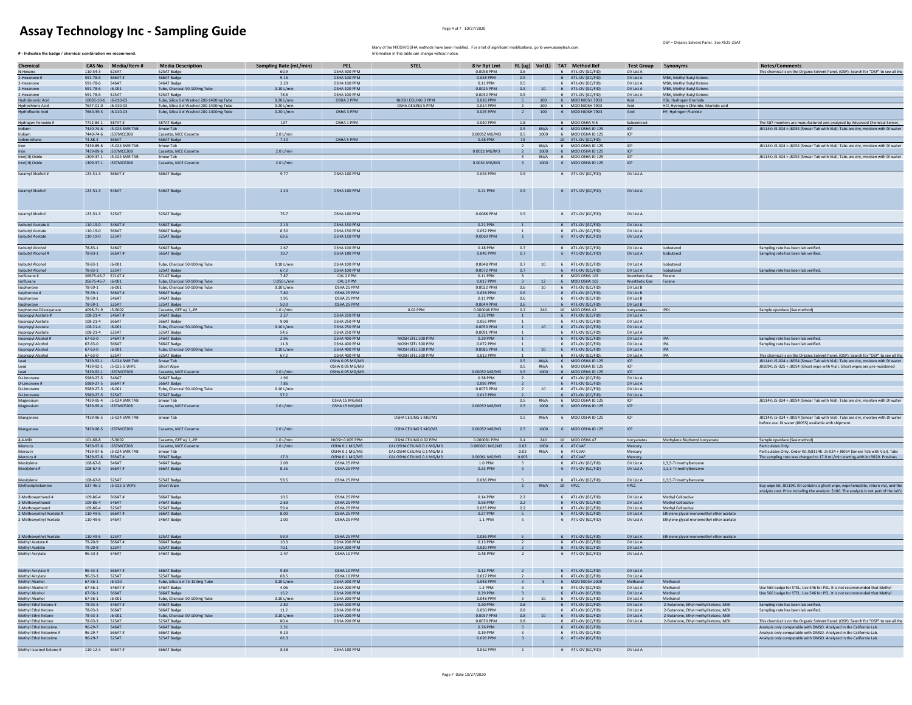# Assay Technology Inc - Sampling Guide

Many of the NIOSH/OSHA methods have been modified. For a list of significant modifications, go to www.assaytech.com.
Information in this table can change without notice.

OSP = Organic Solvent Panel. See X525-25AT

**# - Indicates the badge / chemical combination we recommend.**

| Chemical | CAS No | Media/Item # | Media Description | Sampling Rate (mL/min) | PEL | STEL | 8 hr Rpt Lmt | RL (ug) | Vol (L) | TAT | Method Ref | Test Group | Synonyms | Notes/Comments |
|---|---|---|---|---|---|---|---|---|---|---|---|---|---|---|
| N-Hexane | 110-54-3 | 525AT | 525AT Badge | 60.9 | OSHA 500 PPM | | 0.0058 PPM | 0.6 | | 6 | AT L-OV (GC/FID) | OV List A | | This chemical is on the Organic Solvent Panel. (OSP). Search for "OSP" to see all the |
| 2-Hexanone # | 591-78-6 | 566AT # | 566AT Badge | 9.16 | OSHA 100 PPM | | 0.028 PPM | 0.5 | | 6 | AT L-OV (GC/FID) | OV List A | MBK, Methyl Butyl Ketone | |
| 2-Hexanone | 591-78-6 | 546AT | 546AT Badge | 2.29 | OSHA 100 PPM | | 0.11 PPM | 0.5 | | 6 | AT L-OV (GC/FID) | OV List A | MBK, Methyl Butyl Ketone | |
| 2-Hexanone | 591-78-6 | J6-001 | Tube, Charcoal 50-100mg Tube | 0.10 L/min | OSHA 100 PPM | | 0.0025 PPM | 0.5 | 10 | 6 | AT L-OV (GC/FID) | OV List A | MBK, Methyl Butyl Ketone | |
| 2-Hexanone | 591-78-6 | 525AT | 525AT Badge | 78.8 | OSHA 100 PPM | | 0.0032 PPM | 0.5 | | 6 | AT L-OV (GC/FID) | OV List A | MBK, Methyl Butyl Ketone | |
| Hydrobromic Acid | 10035-10-6 | J6-010-03 | Tube, Silica Gel Washed 200-1400mg Tube | 0.20 L/min | OSHA 3 PPM | NIOSH CEILING 3 PPM | 0.016 PPM | 5 | 100 | 6 | MOD NIOSH 7903 | Acid | HBr, Hydrogen Bromide | |
| Hydrochloric Acid | 7647-01-0 | J6-010-03 | Tube, Silica Gel Washed 200-1400mg Tube | 0.20 L/min | | OSHA CEILING 5 PPM | 0.014 PPM | 2 | 100 | 6 | MOD NIOSH 7903 | Acid | HCl, Hydrogen Chloride, Muriatic acid | |
| Hydrofluoric Acid | 7664-39-3 | J6-010-03 | Tube, Silica Gel Washed 200-1400mg Tube | 0.20 L/min | OSHA 3 PPM | | 0.025 PPM | 2 | 100 | 6 | MOD NIOSH 7903 | Acid | HF, Hydrogen Fluoride | |
| Hydrogen Peroxide # | 7722-84-1 | 587AT # | 587AT Badge | 137 | OSHA 1 PPM | | 0.020 PPM | 1.8 | | 6 | MOD OSHA VI6 | Subcontract | | The 587 monitors are manufactured and analyzed by Advanced Chemical Sensor, |
| Indium | 7440-74-6 | J5-024 SMR TAB | Smear Tab | | | | | 0.5 | #N/A | 6 | MOD OSHA ID 125 | ICP | | J8114K: J5-024 + J8054 (Smear Tab with Vial). Tabs are dry, moisten with DI water |
| Indium | 7440-74-6 | J537MCE208 | Cassette, MCE Cassette | 2.0 L/min | | | 0.00052 MG/M3 | 0.5 | 1000 | 6 | MOD OSHA ID 125 | ICP | | |
| Iodomethane | 74-88-4 | 566AT | 566AT Badge | 7.40 | OSHA 5 PPM | | 0.48 PPM | 10 | | 10 | AT L-OV (GC/FID) | | | |
| Iron | 7439-89-6 | J5-024 SMR TAB | Smear Tab | | | | | 2 | #N/A | 6 | MOD OSHA ID 125 | ICP | | J8114K: J5-024 + J8054 (Smear Tab with Vial). Tabs are dry, moisten with DI water |
| Iron | 7439-89-6 | J537MCE208 | Cassette, MCE Cassette | 2.0 L/min | | | 0.0021 MG/M3 | 2 | 1000 | 6 | MOD OSHA ID 125 | ICP | | |
| Iron(III) Oxide | 1309-37-1 | J5-024 SMR TAB | Smear Tab | | | | | 3 | #N/A | 6 | MOD OSHA ID 125 | ICP | | J8114K: J5-024 + J8054 (Smear Tab with Vial). Tabs are dry, moisten with DI water |
| Iron(III) Oxide | 1309-37-1 | J537MCE208 | Cassette, MCE Cassette | 2.0 L/min | | | 0.0031 MG/M3 | 3 | 1000 | 6 | MOD OSHA ID 125 | ICP | | |
| Isoamyl Alcohol # | 123-51-3 | 566AT # | 566AT Badge | 9.77 | OSHA 100 PPM | | 0.053 PPM | 0.9 | | 6 | AT L-OV (GC/FID) | OV List A | | |
| Isoamyl Alcohol | 123-51-3 | 546AT | 546AT Badge | 2.44 | OSHA 100 PPM | | 0.21 PPM | 0.9 | | 6 | AT L-OV (GC/FID) | OV List A | | |
| Isoamyl Alcohol | 123-51-3 | 525AT | 525AT Badge | 76.7 | OSHA 100 PPM | | 0.0068 PPM | 0.9 | | 6 | AT L-OV (GC/FID) | OV List A | | |
| Isobutyl Acetate # | 110-19-0 | 546AT # | 546AT Badge | 2.13 | OSHA 150 PPM | | 0.21 PPM | 1 | | 6 | AT L-OV (GC/FID) | OV List A | | |
| Isobutyl Acetate | 110-19-0 | 566AT | 566AT Badge | 8.50 | OSHA 150 PPM | | 0.052 PPM | 1 | | 6 | AT L-OV (GC/FID) | OV List A | | |
| Isobutyl Acetate | 110-19-0 | 525AT | 525AT Badge | 63.6 | OSHA 150 PPM | | 0.0069 PPM | 1 | | 6 | AT L-OV (GC/FID) | OV List A | | |
| Isobutyl Alcohol | 78-83-1 | 546AT | 546AT Badge | 2.67 | OSHA 100 PPM | | 0.18 PPM | 0.7 | | 6 | AT L-OV (GC/FID) | OV List A | Isobutanol | Sampling rate has been lab verified. |
| Isobutyl Alcohol # | 78-83-1 | 566AT # | 566AT Badge | 10.7 | OSHA 100 PPM | | 0.045 PPM | 0.7 | | 6 | AT L-OV (GC/FID) | OV List A | Isobutanol | Sampling rate has been lab verified. |
| Isobutyl Alcohol | 78-83-1 | J6-001 | Tube, Charcoal 50-100mg Tube | 0.10 L/min | OSHA 100 PPM | | 0.0048 PPM | 0.7 | 10 | 6 | AT L-OV (GC/FID) | OV List A | Isobutanol | |
| Isobutyl Alcohol | 78-83-1 | 525AT | 525AT Badge | 67.2 | OSHA 100 PPM | | 0.0072 PPM | 0.7 | | 6 | AT L-OV (GC/FID) | OV List A | Isobutanol | Sampling rate has been lab verified. |
| Isoflurane # | 26675-46-7 | 571AT # | 571AT Badge | 7.87 | CAL 2 PPM | | 0.11 PPM | 3 | | 6 | MOD OSHA 103 | Anesthetic Gas | Forane | |
| Isoflurane | 26675-46-7 | J6-001 | Tube, Charcoal 50-100mg Tube | 0.050 L/min | CAL 2 PPM | | 0.017 PPM | 3 | 12 | 6 | MOD OSHA 103 | Anesthetic Gas | Forane | |
| Isophorone | 78-59-1 | J6-001 | Tube, Charcoal 50-100mg Tube | 0.10 L/min | OSHA 25 PPM | | 0.0022 PPM | 0.6 | 10 | 6 | AT L-OV (GC/FID) | OV List B | | |
| Isophorone # | 78-59-1 | 566AT # | 566AT Badge | 7.80 | OSHA 25 PPM | | 0.028 PPM | 0.6 | | 6 | AT L-OV (GC/FID) | OV List B | | |
| Isophorone | 78-59-1 | 546AT | 546AT Badge | 1.95 | OSHA 25 PPM | | 0.11 PPM | 0.6 | | 6 | AT L-OV (GC/FID) | OV List B | | |
| Isophorone | 78-59-1 | 525AT | 525AT Badge | 50.0 | OSHA 25 PPM | | 0.0044 PPM | 0.6 | | 6 | AT L-OV (GC/FID) | OV List B | | |
| Isophorone Diisocyanate | 4098-71-9 | J5-9002 | Cassette, GFF w/ 1,-PP | 1.0 L/min | | 0.02 PPM | 0.000046 PPM | 0.2 | 240 | 10 | MOD OSHA 42 | Isocyanates | IPDI | Sample openface (See method) |
| Isopropyl Acetate # | 108-21-4 | 546AT # | 546AT Badge | 2.27 | OSHA 250 PPM | | 0.22 PPM | 1 | | 6 | AT L-OV (GC/FID) | OV List A | | |
| Isopropyl Acetate | 108-21-4 | 566AT | 566AT Badge | 9.08 | OSHA 250 PPM | | 0.055 PPM | 1 | | 6 | AT L-OV (GC/FID) | OV List A | | |
| Isopropyl Acetate | 108-21-4 | J6-001 | Tube, Charcoal 50-100mg Tube | 0.10 L/min | OSHA 250 PPM | | 0.0050 PPM | 1 | 10 | 6 | AT L-OV (GC/FID) | OV List A | | |
| Isopropyl Acetate | 108-21-4 | 525AT | 525AT Badge | 54.6 | OSHA 250 PPM | | 0.0091 PPM | 1 | | 6 | AT L-OV (GC/FID) | OV List A | | |
| Isopropyl Alcohol # | 67-63-0 | 546AT # | 546AT Badge | 2.96 | OSHA 400 PPM | NIOSH STEL 500 PPM | 0.29 PPM | 1 | | 6 | AT L-OV (GC/FID) | OV List A | IPA | Sampling rate has been lab verified. |
| Isopropyl Alcohol | 67-63-0 | 566AT | 566AT Badge | 11.8 | OSHA 400 PPM | NIOSH STEL 500 PPM | 0.072 PPM | 1 | | 6 | AT L-OV (GC/FID) | OV List A | IPA | Sampling rate has been lab verified. |
| Isopropyl Alcohol | 67-63-0 | J6-001 | Tube, Charcoal 50-100mg Tube | 0.10 L/min | OSHA 400 PPM | NIOSH STEL 500 PPM | 0.0085 PPM | 1 | 10 | 6 | AT L-OV (GC/FID) | OV List A | IPA | |
| Isopropyl Alcohol | 67-63-0 | 525AT | 525AT Badge | 67.2 | OSHA 400 PPM | NIOSH STEL 500 PPM | 0.013 PPM | 1 | | 6 | AT L-OV (GC/FID) | OV List A | IPA | This chemical is on the Organic Solvent Panel. (OSP). Search for "OSP" to see all the |
| Lead | 7439-92-1 | J5-024 SMR TAB | Smear Tab | | OSHA 0.05 MG/M3 | | | 0.5 | #N/A | 6 | MOD OSHA ID 125 | ICP | | J8114K: J5-024 + J8054 (Smear Tab with Vial). Tabs are dry, moisten with DI water |
| Lead | 7439-92-1 | J5-025 G WIPE | Ghost Wipe | | OSHA 0.05 MG/M3 | | | 0.5 | #N/A | 6 | MOD OSHA ID 125 | ICP | | J8109K: J5-025 + J8054 (Ghost wipe with Vial). Ghost wipes are pre-moistened |
| Lead | 7439-92-1 | J537MCE208 | Cassette, MCE Cassette | 2.0 L/min | OSHA 0.05 MG/M3 | | 0.00052 MG/M3 | 0.5 | 1000 | 6 | MOD OSHA ID 125 | ICP | | |
| D-Limonene | 5989-27-5 | 546AT | 546AT Badge | 1.96 | | | 0.38 PPM | 2 | | 6 | AT L-OV (GC/FID) | OV List A | | |
| D-Limonene # | 5989-27-5 | 566AT # | 566AT Badge | 7.86 | | | 0.095 PPM | 2 | | 6 | AT L-OV (GC/FID) | OV List A | | |
| D-Limonene | 5989-27-5 | J6-001 | Tube, Charcoal 50-100mg Tube | 0.10 L/min | | | 0.0075 PPM | 2 | 10 | 6 | AT L-OV (GC/FID) | OV List A | | |
| D-Limonene | 5989-27-5 | 525AT | 525AT Badge | 57.2 | | | 0.013 PPM | 2 | | 6 | AT L-OV (GC/FID) | OV List A | | |
| Magnesium | 7439-95-4 | J5-024 SMR TAB | Smear Tab | | OSHA 15 MG/M3 | | | 0.5 | #N/A | 6 | MOD OSHA ID 125 | ICP | | J8114K: J5-024 + J8054 (Smear Tab with Vial). Tabs are dry, moisten with DI water |
| Magnesium | 7439-95-4 | J537MCE208 | Cassette, MCE Cassette | 2.0 L/min | OSHA 15 MG/M3 | | 0.00052 MG/M3 | 0.5 | 1000 | 6 | MOD OSHA ID 125 | ICP | | |
| Manganese | 7439-96-5 | J5-024 SMR TAB | Smear Tab | | | OSHA CEILING 5 MG/M3 | | 0.5 | #N/A | 6 | MOD OSHA ID 125 | ICP | | J8114K: J5-024 + J8054 (Smear Tab with Vial). Tabs are dry, moisten with DI water before use. DI water (J8055) available with shipment. |
| Manganese | 7439-96-5 | J537MCE208 | Cassette, MCE Cassette | 2.0 L/min | | OSHA CEILING 5 MG/M3 | 0.00052 MG/M3 | 0.5 | 1000 | 6 | MOD OSHA ID 125 | ICP | | |
| 4,4-MDI | 101-68-8 | J5-9002 | Cassette, GFF w/ 1,-PP | 1.0 L/min | NIOSH 0.005 PPM | OSHA CEILING 0.02 PPM | 0.000081 PPM | 0.4 | 240 | 10 | MOD OSHA 47 | Isocyanates | Methylene Bisphenyl Isocyanate | Sample openface (See method) |
| Mercury | 7439-97-6 | J537MCE208 | Cassette, MCE Cassette | 2.0 L/min | OSHA 0.1 MG/M3 | CAL OSHA CEILING 0.1 MG/M3 | 0.000021 MG/M3 | 0.02 | 1000 | 6 | AT CVAF | Mercury | | Particulates Only |
| Mercury | 7439-97-6 | J5-024 SMR TAB | Smear Tab | | OSHA 0.1 MG/M3 | CAL OSHA CEILING 0.1 MG/M3 | | 0.02 | #N/A | 6 | AT CVAF | Mercury | | Particulates Only. Order Kit J58114K: J5-024 + J8054 (Smear Tab with Vial). Tabs |
| Mercury # | 7439-97-6 | 593AT # | 593AT Badge | 17.0 | OSHA 0.1 MG/M3 | CAL OSHA CEILING 0.1 MG/M3 | 0.00061 MG/M3 | 0.005 | | 6 | AT CVAF | Mercury | | The sampling rate was changed to 17.0 mL/min starting with lot 9B20. Previous |
| Mesitylene | 108-67-8 | 546AT | 546AT Badge | 2.09 | OSHA 25 PPM | | 1.0 PPM | 5 | | 6 | AT L-OV (GC/FID) | OV List A | 1,3,5-Trimethylbenzene | |
| Mesitylene # | 108-67-8 | 566AT # | 566AT Badge | 8.36 | OSHA 25 PPM | | 0.25 PPM | 5 | | 6 | AT L-OV (GC/FID) | OV List A | 1,3,5-Trimethylbenzene | |
| Mesitylene | 108-67-8 | 525AT | 525AT Badge | 59.5 | OSHA 25 PPM | | 0.036 PPM | 5 | | 6 | AT L-OV (GC/FID) | OV List A | 1,3,5-Trimethylbenzene | |
| Methamphetamine | 537-46-2 | J5-025 G WIPE | Ghost Wipe | | | | | 1 | #N/A | 10 | HPLC | HPLC | | Buy wipe kit, J8110K. Kit contains a ghost wipe, wipe template, return vial, and the analysis cost. Price including the analysis: $100. The analysis is not part of the lab's |
| 2-Methoxyethanol # | 109-86-4 | 566AT # | 566AT Badge | 10.5 | OSHA 25 PPM | | 0.14 PPM | 2.2 | | 6 | AT L-OV (GC/FID) | OV List A | Methyl Cellosolve | |
| 2-Methoxyethanol | 109-86-4 | 546AT | 546AT Badge | 2.63 | OSHA 25 PPM | | 0.56 PPM | 2.2 | | 6 | AT L-OV (GC/FID) | OV List A | Methyl Cellosolve | |
| 2-Methoxyethanol | 109-86-4 | 525AT | 525AT Badge | 59.4 | OSHA 25 PPM | | 0.025 PPM | 2.2 | | 6 | AT L-OV (GC/FID) | OV List A | Methyl Cellosolve | |
| 2-Methoxyethyl Acetate # | 110-49-6 | 566AT # | 566AT Badge | 8.00 | OSHA 25 PPM | | 0.27 PPM | 5 | | 6 | AT L-OV (GC/FID) | OV List A | Ethylene glycol monomethyl ether acetate | |
| 2-Methoxyethyl Acetate | 110-49-6 | 546AT | 546AT Badge | 2.00 | OSHA 25 PPM | | 1.1 PPM | 5 | | 6 | AT L-OV (GC/FID) | OV List A | Ethylene glycol monomethyl ether acetate | |
| 2-Methoxyethyl Acetate | 110-49-6 | 525AT | 525AT Badge | 59.9 | OSHA 25 PPM | | 0.036 PPM | 5 | | 6 | AT L-OV (GC/FID) | OV List A | Ethylene glycol monomethyl ether acetate | |
| Methyl Acetate # | 79-20-9 | 566AT # | 566AT Badge | 10.3 | OSHA 200 PPM | | 0.13 PPM | 2 | | 6 | AT L-OV (GC/FID) | OV List A | | |
| Methyl Acetate | 79-20-9 | 525AT | 525AT Badge | 70.1 | OSHA 200 PPM | | 0.020 PPM | 2 | | 6 | AT L-OV (GC/FID) | OV List A | | |
| Methyl Acrylate | 96-33-3 | 546AT | 546AT Badge | 2.47 | OSHA 10 PPM | | 0.48 PPM | 2 | | 6 | AT L-OV (GC/FID) | OV List A | | |
| Methyl Acrylate # | 96-33-3 | 566AT # | 566AT Badge | 9.89 | OSHA 10 PPM | | 0.12 PPM | 2 | | 6 | AT L-OV (GC/FID) | OV List A | | |
| Methyl Acrylate | 96-33-3 | 525AT | 525AT Badge | 68.5 | OSHA 10 PPM | | 0.017 PPM | 2 | | 6 | AT L-OV (GC/FID) | OV List A | | |
| Methyl Alcohol | 67-56-1 | J6-010 | Tube, Silica Gel 75-150mg Tube | 0.10 L/min | OSHA 200 PPM | | 0.048 PPM | 3 | 5 | 6 | MOD NIOSH 2000 | Methanol | Methanol | |
| Methyl Alcohol # | 67-56-1 | 546AT # | 546AT Badge | 4.06 | OSHA 200 PPM | | 1.2 PPM | 3 | | 6 | AT L-OV (GC/FID) | OV List A | Methanol | Use 566 badge for STEL. Use 546 for PEL. It is not recommended that Methyl |
| Methyl Alcohol | 67-56-1 | 566AT | 566AT Badge | 16.2 | OSHA 200 PPM | | 0.29 PPM | 3 | | 6 | AT L-OV (GC/FID) | OV List A | Methanol | Use 566 badge for STEL. Use 546 for PEL. It is not recommended that Methyl |
| Methyl Alcohol | 67-56-1 | J6-001 | Tube, Charcoal 50-100mg Tube | 0.10 L/min | OSHA 200 PPM | | 0.048 PPM | 3 | 10 | 6 | AT L-OV (GC/FID) | OV List A | Methanol | |
| Methyl Ethyl Ketone # | 78-93-3 | 546AT # | 546AT Badge | 2.80 | OSHA 200 PPM | | 0.20 PPM | 0.8 | | 6 | AT L-OV (GC/FID) | OV List A | 2-Butanone, Ethyl methyl ketone, MEK | Sampling rate has been lab verified. |
| Methyl Ethyl Ketone | 78-93-3 | 566AT | 566AT Badge | 11.2 | OSHA 200 PPM | | 0.050 PPM | 0.8 | | 6 | AT L-OV (GC/FID) | OV List A | 2-Butanone, Ethyl methyl ketone, MEK | Sampling rate has been lab verified. |
| Methyl Ethyl Ketone | 78-93-3 | J6-001 | Tube, Charcoal 50-100mg Tube | 0.10 L/min | OSHA 200 PPM | | 0.0057 PPM | 0.8 | 10 | 6 | AT L-OV (GC/FID) | OV List A | 2-Butanone, Ethyl methyl ketone, MEK | |
| Methyl Ethyl Ketone | 78-93-3 | 525AT | 525AT Badge | 80.4 | OSHA 200 PPM | | 0.0070 PPM | 0.8 | | 6 | AT L-OV (GC/FID) | OV List A | 2-Butanone, Ethyl methyl ketone, MEK | This chemical is on the Organic Solvent Panel. (OSP). Search for "OSP" to see all the |
| Methyl Ethyl Ketoxime | 96-29-7 | 546AT | 546AT Badge | 2.31 | | | 0.76 PPM | 3 | | 6 | AT L-OV (GC/FID) | | | Analysis only compatable with DMSO. Analyzed in the California Lab. |
| Methyl Ethyl Ketoxime # | 96-29-7 | 566AT # | 566AT Badge | 9.23 | | | 0.19 PPM | 3 | | 6 | AT L-OV (GC/FID) | | | Analysis only compatable with DMSO. Analyzed in the California Lab. |
| Methyl Ethyl Ketoxime | 96-29-7 | 525AT | 525AT Badge | 66.3 | | | 0.026 PPM | 3 | | 6 | AT L-OV (GC/FID) | | | Analysis only compatable with DMSO. Analyzed in the California Lab. |
| Methyl Isoamyl Ketone # | 110-12-3 | 566AT # | 566AT Badge | 8.58 | OSHA 100 PPM | | 0.052 PPM | 1 | | 6 | AT L-OV (GC/FID) | OV List A | | |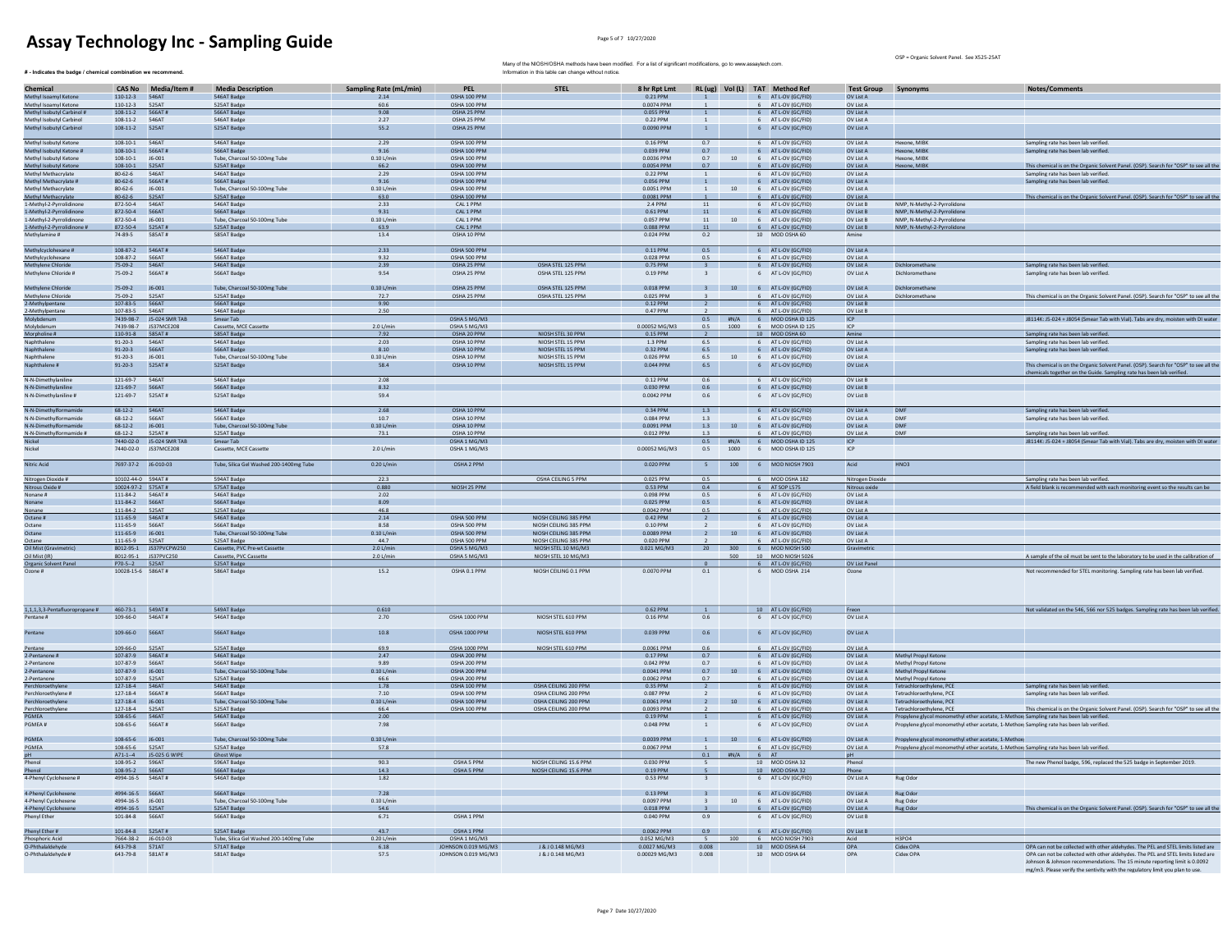# Assay Technology Inc - Sampling Guide

OSP = Organic Solvent Panel. See X525-25AT

Many of the NIOSH/OSHA methods have been modified. For a list of significant modifications, go to www.assaytech.com.
Information in this table can change without notice.

**# - Indicates the badge / chemical combination we recommend.**

| Chemical | CAS No | Media/Item # | Media Description | Sampling Rate (mL/min) | PEL | STEL | 8 hr Rpt Lmt | RL (ug) | Vol (L) | TAT | Method Ref | Test Group | Synonyms | Notes/Comments |
|---|---|---|---|---|---|---|---|---|---|---|---|---|---|---|
| Methyl Isoamyl Ketone | 110-12-3 | 546AT | 546AT Badge | 2.14 | OSHA 100 PPM | | 0.21 PPM | 1 | | 6 | AT L-OV (GC/FID) | OV List A | | |
| Methyl Isoamyl Ketone | 110-12-3 | 525AT | 525AT Badge | 60.6 | OSHA 100 PPM | | 0.0074 PPM | 1 | | 6 | AT L-OV (GC/FID) | OV List A | | |
| Methyl Isobutyl Carbinol # | 108-11-2 | 566AT # | 566AT Badge | 9.08 | OSHA 25 PPM | | 0.055 PPM | 1 | | 6 | AT L-OV (GC/FID) | OV List A | | |
| Methyl Isobutyl Carbinol | 108-11-2 | 546AT | 546AT Badge | 2.27 | OSHA 25 PPM | | 0.22 PPM | 1 | | 6 | AT L-OV (GC/FID) | OV List A | | |
| Methyl Isobutyl Carbinol | 108-11-2 | 525AT | 525AT Badge | 55.2 | OSHA 25 PPM | | 0.0090 PPM | 1 | | 6 | AT L-OV (GC/FID) | OV List A | | |
| Methyl Isobutyl Ketone | 108-10-1 | 546AT | 546AT Badge | 2.29 | OSHA 100 PPM | | 0.16 PPM | 0.7 | | 6 | AT L-OV (GC/FID) | OV List A | Hexone, MIBK | Sampling rate has been lab verified. |
| Methyl Isobutyl Ketone # | 108-10-1 | 566AT # | 566AT Badge | 9.16 | OSHA 100 PPM | | 0.039 PPM | 0.7 | | 6 | AT L-OV (GC/FID) | OV List A | Hexone, MIBK | Sampling rate has been lab verified. |
| Methyl Isobutyl Ketone | 108-10-1 | J6-001 | Tube, Charcoal 50-100mg Tube | 0.10 L/min | OSHA 100 PPM | | 0.0036 PPM | 0.7 | 10 | 6 | AT L-OV (GC/FID) | OV List A | Hexone, MIBK | |
| Methyl Isobutyl Ketone | 108-10-1 | 525AT | 525AT Badge | 66.2 | OSHA 100 PPM | | 0.0054 PPM | 0.7 | | 6 | AT L-OV (GC/FID) | OV List A | Hexone, MIBK | This chemical is on the Organic Solvent Panel (OSP). Search for "OSP" to see all the |
| Methyl Methacrylate | 80-62-6 | 546AT | 546AT Badge | 2.29 | OSHA 100 PPM | | 0.22 PPM | 1 | | 6 | AT L-OV (GC/FID) | OV List A | | Sampling rate has been lab verified. |
| Methyl Methacrylate # | 80-62-6 | 566AT # | 566AT Badge | 9.16 | OSHA 100 PPM | | 0.056 PPM | 1 | | 6 | AT L-OV (GC/FID) | OV List A | | Sampling rate has been lab verified. |
| Methyl Methacrylate | 80-62-6 | J6-001 | Tube, Charcoal 50-100mg Tube | 0.10 L/min | OSHA 100 PPM | | 0.0051 PPM | 1 | 10 | 6 | AT L-OV (GC/FID) | OV List A | | |
| Methyl Methacrylate | 80-62-6 | 525AT | 525AT Badge | 63.0 | OSHA 100 PPM | | 0.0081 PPM | 1 | | 6 | AT L-OV (GC/FID) | OV List A | | This chemical is on the Organic Solvent Panel (OSP). Search for "OSP" to see all the |
| 1-Methyl-2-Pyrrolidinone | 872-50-4 | 546AT | 546AT Badge | 2.33 | CAL 1 PPM | | 2.4 PPM | 11 | | 6 | AT L-OV (GC/FID) | OV List B | NMP, N-Methyl-2-Pyrrolidone | |
| 1-Methyl-2-Pyrrolidinone | 872-50-4 | 566AT | 566AT Badge | 9.31 | CAL 1 PPM | | 0.61 PPM | 11 | | 6 | AT L-OV (GC/FID) | OV List B | NMP, N-Methyl-2-Pyrrolidone | |
| 1-Methyl-2-Pyrrolidinone | 872-50-4 | J6-001 | Tube, Charcoal 50-100mg Tube | 0.10 L/min | CAL 1 PPM | | 0.057 PPM | 11 | 10 | 6 | AT L-OV (GC/FID) | OV List B | NMP, N-Methyl-2-Pyrrolidone | |
| 1-Methyl-2-Pyrrolidinone # | 872-50-4 | 525AT # | 525AT Badge | 63.9 | CAL 1 PPM | | 0.088 PPM | 11 | | 6 | AT L-OV (GC/FID) | OV List B | NMP, N-Methyl-2-Pyrrolidone | |
| Methylamine # | 74-89-5 | 585AT # | 585AT Badge | 13.4 | OSHA 10 PPM | | 0.024 PPM | 0.2 | | 10 | MOD OSHA 60 | Amine | | |
| Methylcyclohexane # | 108-87-2 | 546AT # | 546AT Badge | 2.33 | OSHA 500 PPM | | 0.11 PPM | 0.5 | | 6 | AT L-OV (GC/FID) | OV List A | | |
| Methylcyclohexane | 108-87-2 | 566AT | 566AT Badge | 9.32 | OSHA 500 PPM | | 0.028 PPM | 0.5 | | 6 | AT L-OV (GC/FID) | OV List A | | |
| Methylene Chloride | 75-09-2 | 546AT | 546AT Badge | 2.39 | OSHA 25 PPM | OSHA STEL 125 PPM | 0.75 PPM | 3 | | 6 | AT L-OV (GC/FID) | OV List A | Dichloromethane | Sampling rate has been lab verified. |
| Methylene Chloride # | 75-09-2 | 566AT # | 566AT Badge | 9.54 | OSHA 25 PPM | OSHA STEL 125 PPM | 0.19 PPM | 3 | | 6 | AT L-OV (GC/FID) | OV List A | Dichloromethane | Sampling rate has been lab verified. |
| Methylene Chloride | 75-09-2 | J6-001 | Tube, Charcoal 50-100mg Tube | 0.10 L/min | OSHA 25 PPM | OSHA STEL 125 PPM | 0.018 PPM | 3 | 10 | 6 | AT L-OV (GC/FID) | OV List A | Dichloromethane | |
| Methylene Chloride | 75-09-2 | 525AT | 525AT Badge | 72.7 | OSHA 25 PPM | OSHA STEL 125 PPM | 0.025 PPM | 3 | | 6 | AT L-OV (GC/FID) | OV List A | Dichloromethane | This chemical is on the Organic Solvent Panel (OSP). Search for "OSP" to see all the |
| 2-Methylpentane | 107-83-5 | 566AT | 566AT Badge | 9.90 | | | 0.12 PPM | 2 | | 6 | AT L-OV (GC/FID) | OV List B | | |
| 2-Methylpentane | 107-83-5 | 546AT | 546AT Badge | 2.50 | | | 0.47 PPM | 2 | | 6 | AT L-OV (GC/FID) | OV List B | | |
| Molybdenum | 7439-98-7 | JS-024 SMR TAB | Smear Tab | | OSHA 5 MG/M3 | | | 0.5 | #N/A | 6 | MOD OSHA ID 125 | ICP | | J8114K: JS-024 + J8054 (Smear Tab with Vial). Tabs are dry, moisten with DI water |
| Molybdenum | 7439-98-7 | J537MCE208 | Cassette, MCE Cassette | 2.0 L/min | OSHA 5 MG/M3 | | 0.00052 MG/M3 | 0.5 | 1000 | 6 | MOD OSHA ID 125 | ICP | | |
| Morpholine # | 110-91-8 | 585AT # | 585AT Badge | 7.92 | OSHA 20 PPM | NIOSH STEL 30 PPM | 0.15 PPM | 2 | | 10 | MOD OSHA 60 | Amine | | Sampling rate has been lab verified. |
| Naphthalene | 91-20-3 | 546AT | 546AT Badge | 2.03 | OSHA 10 PPM | NIOSH STEL 15 PPM | 1.3 PPM | 6.5 | | 6 | AT L-OV (GC/FID) | OV List A | | Sampling rate has been lab verified. |
| Naphthalene | 91-20-3 | 566AT | 566AT Badge | 8.10 | OSHA 10 PPM | NIOSH STEL 15 PPM | 0.32 PPM | 6.5 | | 6 | AT L-OV (GC/FID) | OV List A | | Sampling rate has been lab verified. |
| Naphthalene | 91-20-3 | J6-001 | Tube, Charcoal 50-100mg Tube | 0.10 L/min | OSHA 10 PPM | NIOSH STEL 15 PPM | 0.026 PPM | 6.5 | 10 | 6 | AT L-OV (GC/FID) | OV List A | | |
| Naphthalene # | 91-20-3 | 525AT # | 525AT Badge | 58.4 | OSHA 10 PPM | NIOSH STEL 15 PPM | 0.044 PPM | 6.5 | | 6 | AT L-OV (GC/FID) | OV List A | | This chemical is on the Organic Solvent Panel (OSP). Search for "OSP" to see all the chemicals together on the Guide. Sampling rate has been lab verified. |
| N-N-Dimethylaniline | 121-69-7 | 546AT | 546AT Badge | 2.08 | | | 0.12 PPM | 0.6 | | 6 | AT L-OV (GC/FID) | OV List B | | |
| N-N-Dimethylaniline | 121-69-7 | 566AT | 566AT Badge | 8.32 | | | 0.030 PPM | 0.6 | | 6 | AT L-OV (GC/FID) | OV List B | | |
| N-N-Dimethylaniline # | 121-69-7 | 525AT # | 525AT Badge | 59.4 | | | 0.0042 PPM | 0.6 | | 6 | AT L-OV (GC/FID) | OV List B | | |
| N-N-Dimethylformamide | 68-12-2 | 546AT | 546AT Badge | 2.68 | OSHA 10 PPM | | 0.34 PPM | 1.3 | | 6 | AT L-OV (GC/FID) | OV List A | DMF | Sampling rate has been lab verified. |
| N-N-Dimethylformamide | 68-12-2 | 566AT | 566AT Badge | 10.7 | OSHA 10 PPM | | 0.084 PPM | 1.3 | | 6 | AT L-OV (GC/FID) | OV List A | DMF | Sampling rate has been lab verified. |
| N-N-Dimethylformamide | 68-12-2 | J6-001 | Tube, Charcoal 50-100mg Tube | 0.10 L/min | OSHA 10 PPM | | 0.0091 PPM | 1.3 | 10 | 6 | AT L-OV (GC/FID) | OV List A | DMF | |
| N-N-Dimethylformamide # | 68-12-2 | 525AT # | 525AT Badge | 73.1 | OSHA 10 PPM | | 0.012 PPM | 1.3 | | 6 | AT L-OV (GC/FID) | OV List A | DMF | Sampling rate has been lab verified. |
| Nickel | 7440-02-0 | JS-024 SMR TAB | Smear Tab | | OSHA 1 MG/M3 | | | 0.5 | #N/A | 6 | MOD OSHA ID 125 | ICP | | J8114K: JS-024 + J8054 (Smear Tab with Vial). Tabs are dry, moisten with DI water |
| Nickel | 7440-02-0 | J537MCE208 | Cassette, MCE Cassette | 2.0 L/min | OSHA 1 MG/M3 | | 0.00052 MG/M3 | 0.5 | 1000 | 6 | MOD OSHA ID 125 | ICP | | |
| Nitric Acid | 7697-37-2 | J6-010-03 | Tube, Silica Gel Washed 200-1400mg Tube | 0.20 L/min | OSHA 2 PPM | | 0.020 PPM | 5 | 100 | 6 | MOD NIOSH 7903 | Acid | HNO3 | |
| Nitrogen Dioxide # | 10102-44-0 | 594AT # | 594AT Badge | 22.3 | | OSHA CEILING 5 PPM | 0.025 PPM | 0.5 | | 6 | MOD OSHA 182 | Nitrogen Dioxide | | Sampling rate has been lab verified. |
| Nitrous Oxide # | 10024-97-2 | 575AT # | 575AT Badge | 0.880 | NIOSH 25 PPM | | 0.53 PPM | 0.4 | | 6 | AT SOP L575 | Nitrous oxide | | A field blank is recommended with each monitoring event so the results can be |
| Nonane # | 111-84-2 | 546AT # | 546AT Badge | 2.02 | | | 0.098 PPM | 0.5 | | 6 | AT L-OV (GC/FID) | OV List A | | |
| Nonane | 111-84-2 | 566AT | 566AT Badge | 8.09 | | | 0.025 PPM | 0.5 | | 6 | AT L-OV (GC/FID) | OV List A | | |
| Nonane | 111-84-2 | 525AT | 525AT Badge | 46.8 | | | 0.0042 PPM | 0.5 | | 6 | AT L-OV (GC/FID) | OV List A | | |
| Octane # | 111-65-9 | 546AT # | 546AT Badge | 2.14 | OSHA 500 PPM | NIOSH CEILING 385 PPM | 0.42 PPM | 2 | | 6 | AT L-OV (GC/FID) | OV List A | | |
| Octane | 111-65-9 | 566AT | 566AT Badge | 8.58 | OSHA 500 PPM | NIOSH CEILING 385 PPM | 0.10 PPM | 2 | | 6 | AT L-OV (GC/FID) | OV List A | | |
| Octane | 111-65-9 | J6-001 | Tube, Charcoal 50-100mg Tube | 0.10 L/min | OSHA 500 PPM | NIOSH CEILING 385 PPM | 0.0089 PPM | 2 | 10 | 6 | AT L-OV (GC/FID) | OV List A | | |
| Octane | 111-65-9 | 525AT | 525AT Badge | 44.7 | OSHA 500 PPM | NIOSH CEILING 385 PPM | 0.020 PPM | 2 | | 6 | AT L-OV (GC/FID) | OV List A | | |
| Oil Mist (Gravimetric) | 8012-95-1 | J537PVCPW250 | Cassette, PVC Pre-wt Cassette | 2.0 L/min | OSHA 5 MG/M3 | NIOSH STEL 10 MG/M3 | 0.021 MG/M3 | 20 | 300 | 6 | MOD NIOSH 500 | Gravimetric | | |
| Oil Mist (IR) | 8012-95-1 | J537PVC250 | Cassette, PVC Cassette | 2.0 L/min | OSHA 5 MG/M3 | NIOSH STEL 10 MG/M3 | | | 500 | 10 | MOD NIOSH 5026 | | | A sample of the oil must be sent to the laboratory to be used in the calibration of |
| Organic Solvent Panel | P70-5--2 | 525AT | 525AT Badge | | | | | 0 | | 6 | AT L-OV (GC/FID) | OV List Panel | | |
| Ozone # | 10028-15-6 | 586AT # | 586AT Badge | 15.2 | OSHA 0.1 PPM | NIOSH CEILING 0.1 PPM | 0.0070 PPM | 0.1 | | 6 | MOD OSHA 214 | Ozone | | Not recommended for STEL monitoring. Sampling rate has been lab verified. |
| 1,1,1,3,3-Pentafluoropropane # | 460-73-1 | 549AT # | 549AT Badge | 0.610 | | | 0.62 PPM | 1 | | 10 | AT L-OV (GC/FID) | Freon | | Not validated on the 546, 566 nor 525 badges. Sampling rate has been lab verified. |
| Pentane # | 109-66-0 | 546AT # | 546AT Badge | 2.70 | OSHA 1000 PPM | NIOSH STEL 610 PPM | 0.16 PPM | 0.6 | | 6 | AT L-OV (GC/FID) | OV List A | | |
| Pentane | 109-66-0 | 566AT | 566AT Badge | 10.8 | OSHA 1000 PPM | NIOSH STEL 610 PPM | 0.039 PPM | 0.6 | | 6 | AT L-OV (GC/FID) | OV List A | | |
| Pentane | 109-66-0 | 525AT | 525AT Badge | 69.9 | OSHA 1000 PPM | NIOSH STEL 610 PPM | 0.0061 PPM | 0.6 | | 6 | AT L-OV (GC/FID) | OV List A | | |
| 2-Pentanone # | 107-87-9 | 546AT # | 546AT Badge | 2.47 | OSHA 200 PPM | | 0.17 PPM | 0.7 | | 6 | AT L-OV (GC/FID) | OV List A | Methyl Propyl Ketone | |
| 2-Pentanone | 107-87-9 | 566AT | 566AT Badge | 9.89 | OSHA 200 PPM | | 0.042 PPM | 0.7 | | 6 | AT L-OV (GC/FID) | OV List A | Methyl Propyl Ketone | |
| 2-Pentanone | 107-87-9 | J6-001 | Tube, Charcoal 50-100mg Tube | 0.10 L/min | OSHA 200 PPM | | 0.0041 PPM | 0.7 | 10 | 6 | AT L-OV (GC/FID) | OV List A | Methyl Propyl Ketone | |
| 2-Pentanone | 107-87-9 | 525AT | 525AT Badge | 66.6 | OSHA 200 PPM | | 0.0062 PPM | 0.7 | | 6 | AT L-OV (GC/FID) | OV List A | Methyl Propyl Ketone | |
| Perchloroethylene | 127-18-4 | 546AT | 546AT Badge | 1.78 | OSHA 100 PPM | OSHA CEILING 200 PPM | 0.35 PPM | 2 | | 6 | AT L-OV (GC/FID) | OV List A | Tetrachloroethylene, PCE | Sampling rate has been lab verified. |
| Perchloroethylene # | 127-18-4 | 566AT # | 566AT Badge | 7.10 | OSHA 100 PPM | OSHA CEILING 200 PPM | 0.087 PPM | 2 | | 6 | AT L-OV (GC/FID) | OV List A | Tetrachloroethylene, PCE | Sampling rate has been lab verified. |
| Perchloroethylene | 127-18-4 | J6-001 | Tube, Charcoal 50-100mg Tube | 0.10 L/min | OSHA 100 PPM | OSHA CEILING 200 PPM | 0.0061 PPM | 2 | 10 | 6 | AT L-OV (GC/FID) | OV List A | Tetrachloroethylene, PCE | |
| Perchloroethylene | 127-18-4 | 525AT | 525AT Badge | 66.4 | OSHA 100 PPM | OSHA CEILING 200 PPM | 0.0093 PPM | 2 | | 6 | AT L-OV (GC/FID) | OV List A | Tetrachloroethylene, PCE | This chemical is on the Organic Solvent Panel (OSP). Search for "OSP" to see all the |
| PGMEA | 108-65-6 | 546AT | 546AT Badge | 2.00 | | | 0.19 PPM | 1 | | 6 | AT L-OV (GC/FID) | OV List A | Propylene glycol monomethyl ether acetate, 1-Methoxy | Sampling rate has been lab verified. |
| PGMEA # | 108-65-6 | 566AT # | 566AT Badge | 7.98 | | | 0.048 PPM | 1 | | 6 | AT L-OV (GC/FID) | OV List A | Propylene glycol monomethyl ether acetate, 1-Methoxy | Sampling rate has been lab verified. |
| PGMEA | 108-65-6 | J6-001 | Tube, Charcoal 50-100mg Tube | 0.10 L/min | | | 0.0039 PPM | 1 | 10 | 6 | AT L-OV (GC/FID) | OV List A | Propylene glycol monomethyl ether acetate, 1-Methoxy | |
| PGMEA | 108-65-6 | 525AT | 525AT Badge | 57.8 | | | 0.0067 PPM | 1 | | 6 | AT L-OV (GC/FID) | OV List A | Propylene glycol monomethyl ether acetate, 1-Methoxy | Sampling rate has been lab verified. |
| pH | A71-1--4 | JS-025 G WIPE | Ghost Wipe | | | | | 0.1 | #N/A | 6 | AT | pH | | |
| Phenol | 108-95-2 | 596AT | 596AT Badge | 90.3 | OSHA 5 PPM | NIOSH CEILING 15.6 PPM | 0.030 PPM | 5 | | 10 | MOD OSHA 32 | Phenol | | The new Phenol badge, 596, replaced the 525 badge in September 2019. |
| Phenol | 108-95-2 | 566AT | 566AT Badge | 14.3 | OSHA 5 PPM | NIOSH CEILING 15.6 PPM | 0.19 PPM | 5 | | 10 | MOD OSHA 32 | Phone | | |
| 4-Phenyl Cyclohexene # | 4994-16-5 | 546AT # | 546AT Badge | 1.82 | | | 0.53 PPM | 3 | | 6 | AT L-OV (GC/FID) | OV List A | Rug Odor | |
| 4-Phenyl Cyclohexene | 4994-16-5 | 566AT | 566AT Badge | 7.28 | | | 0.13 PPM | 3 | | 6 | AT L-OV (GC/FID) | OV List A | Rug Odor | |
| 4-Phenyl Cyclohexene | 4994-16-5 | J6-001 | Tube, Charcoal 50-100mg Tube | 0.10 L/min | | | 0.0097 PPM | 3 | 10 | 6 | AT L-OV (GC/FID) | OV List A | Rug Odor | |
| 4-Phenyl Cyclohexene | 4994-16-5 | 525AT | 525AT Badge | 54.6 | | | 0.018 PPM | 3 | | 6 | AT L-OV (GC/FID) | OV List A | Rug Odor | This chemical is on the Organic Solvent Panel (OSP). Search for "OSP" to see all the |
| Phenyl Ether | 101-84-8 | 566AT | 566AT Badge | 6.71 | OSHA 1 PPM | | 0.040 PPM | 0.9 | | 6 | AT L-OV (GC/FID) | OV List B | | |
| Phenyl Ether # | 101-84-8 | 525AT # | 525AT Badge | 43.7 | OSHA 1 PPM | | 0.0062 PPM | 0.9 | | 6 | AT L-OV (GC/FID) | OV List B | | |
| Phosphoric Acid | 7664-38-2 | J6-010-03 | Tube, Silica Gel Washed 200-1400mg Tube | 0.20 L/min | OSHA 1 MG/M3 | | 0.052 MG/M3 | 5 | 100 | 6 | MOD NIOSH 7903 | Acid | H3PO4 | |
| O-Phthalaldehyde | 643-79-8 | 571AT | 571AT Badge | 6.18 | JOHNSON 0.019 MG/M3 | J & J 0.148 MG/M3 | 0.0027 MG/M3 | 0.008 | | 10 | MOD OSHA 64 | OPA | Cidex OPA | OPA can not be collected with other aldehydes. The PEL and STEL limits listed are |
| O-Phthalaldehyde # | 643-79-8 | 581AT # | 581AT Badge | 57.5 | JOHNSON 0.019 MG/M3 | J & J 0.148 MG/M3 | 0.00029 MG/M3 | 0.008 | | 10 | MOD OSHA 64 | OPA | Cidex OPA | OPA can not be collected with other aldehydes. The PEL and STEL limits listed are Johnson & Johnson recommendations. The 15 minute reporting limit is 0.0092 mg/m3. Please verify the sentivity with the regulatory limit you plan to use. |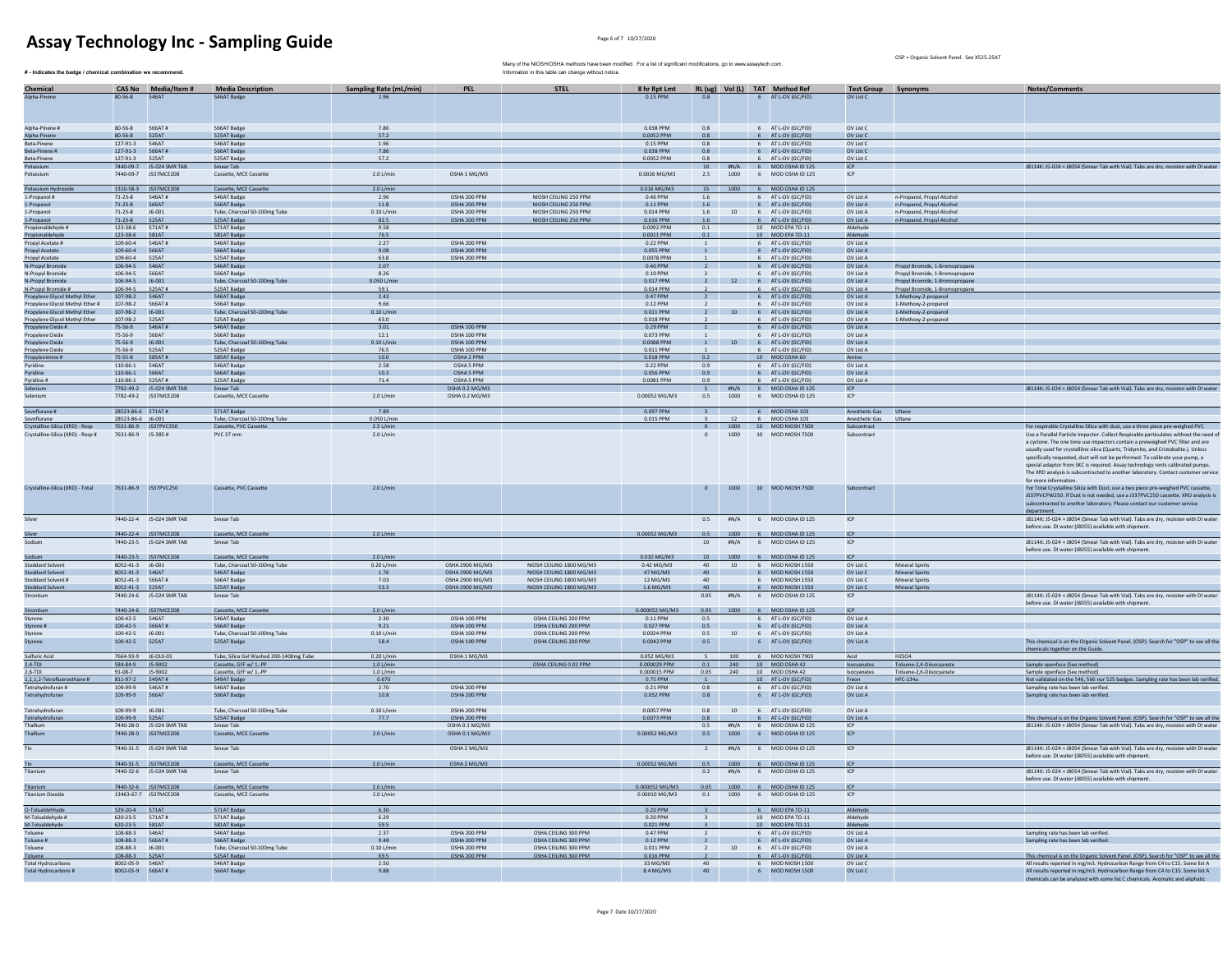# Assay Technology Inc - Sampling Guide

OSP = Organic Solvent Panel. See XS25-25AT

Many of the NIOSH/OSHA methods have been modified. For a list of significant modifications, go to www.assaytech.com. Information in this table can change without notice.

**# - Indicates the badge / chemical combination we recommend.**

| Chemical | CAS No | Media/Item # | Media Description | Sampling Rate (mL/min) | PEL | STEL | 8 hr Rpt Lmt | RL (ug) | Vol (L) | TAT | Method Ref | Test Group | Synonyms | Notes/Comments |
|---|---|---|---|---|---|---|---|---|---|---|---|---|---|---|
| Alpha-Pinene | 80-56-8 | 546AT | 546AT Badge | 1.96 | | | 0.15 PPM | 0.8 | | 6 | AT L-OV (GC/FID) | OV List C | | |
| Alpha-Pinene # | 80-56-8 | 566AT # | 566AT Badge | 7.86 | | | 0.038 PPM | 0.8 | | 6 | AT L-OV (GC/FID) | OV List C | | |
| Alpha-Pinene | 80-56-8 | 525AT | 525AT Badge | 57.2 | | | 0.0052 PPM | 0.8 | | 6 | AT L-OV (GC/FID) | OV List C | | |
| Beta-Pinene | 127-91-3 | 546AT | 546AT Badge | 1.96 | | | 0.15 PPM | 0.8 | | 6 | AT L-OV (GC/FID) | OV List C | | |
| Beta-Pinene # | 127-91-3 | 566AT # | 566AT Badge | 7.86 | | | 0.038 PPM | 0.8 | | 6 | AT L-OV (GC/FID) | OV List C | | |
| Beta-Pinene | 127-91-3 | 525AT | 525AT Badge | 57.2 | | | 0.0052 PPM | 0.8 | | 6 | AT L-OV (GC/FID) | OV List C | | |
| Potassium | 7440-09-7 | J5-024 SMR TAB | Smear Tab | | | | | 10 | #N/A | 6 | MOD OSHA ID 125 | ICP | | J8114K: J5-024 + J8054 (Smear Tab with Vial). Tabs are dry, moisten with DI water |
| Potassium | 7440-09-7 | J537MCE208 | Cassette, MCE Cassette | 2.0 L/min | OSHA 1 MG/M3 | | 0.0026 MG/M3 | 2.5 | 1000 | 6 | MOD OSHA ID 125 | ICP | | |
| Potassium Hydroxide | 1310-58-3 | J537MCE208 | Cassette, MCE Cassette | 2.0 L/min | | | 0.016 MG/M3 | 15 | 1000 | 6 | MOD OSHA ID 125 | | | |
| 1-Propanol # | 71-23-8 | 546AT # | 546AT Badge | 2.96 | OSHA 200 PPM | NIOSH CEILING 250 PPM | 0.46 PPM | 1.6 | | 6 | AT L-OV (GC/FID) | OV List A | n-Propanol, Propyl Alcohol | |
| 1-Propanol | 71-23-8 | 566AT | 566AT Badge | 11.8 | OSHA 200 PPM | NIOSH CEILING 250 PPM | 0.11 PPM | 1.6 | | 6 | AT L-OV (GC/FID) | OV List A | n-Propanol, Propyl Alcohol | |
| 1-Propanol | 71-23-8 | J6-001 | Tube, Charcoal 50-100mg Tube | 0.10 L/min | OSHA 200 PPM | NIOSH CEILING 250 PPM | 0.014 PPM | 1.6 | 10 | 6 | AT L-OV (GC/FID) | OV List A | n-Propanol, Propyl Alcohol | |
| 1-Propanol | 71-23-8 | 525AT | 525AT Badge | 82.5 | OSHA 200 PPM | NIOSH CEILING 250 PPM | 0.016 PPM | 1.6 | | 6 | AT L-OV (GC/FID) | OV List A | n-Propanol, Propyl Alcohol | |
| Propionaldehyde # | 123-38-6 | 571AT # | 571AT Badge | 9.58 | | | 0.0092 PPM | 0.1 | | 10 | MOD EPA TO-11 | Aldehyde | | |
| Propionaldehyde | 123-38-6 | 581AT | 581AT Badge | 76.5 | | | 0.0011 PPM | 0.1 | | 10 | MOD EPA TO-11 | Aldehyde | | |
| Propyl Acetate # | 109-60-4 | 546AT # | 546AT Badge | 2.27 | OSHA 200 PPM | | 0.22 PPM | 1 | | 6 | AT L-OV (GC/FID) | OV List A | | |
| Propyl Acetate | 109-60-4 | 566AT | 566AT Badge | 9.08 | OSHA 200 PPM | | 0.055 PPM | 1 | | 6 | AT L-OV (GC/FID) | OV List A | | |
| Propyl Acetate | 109-60-4 | 525AT | 525AT Badge | 63.8 | OSHA 200 PPM | | 0.0078 PPM | 1 | | 6 | AT L-OV (GC/FID) | OV List A | | |
| N-Propyl Bromide | 106-94-5 | 546AT | 546AT Badge | 2.07 | | | 0.40 PPM | 2 | | 6 | AT L-OV (GC/FID) | OV List A | Propyl Bromide, 1-Bromopropane | |
| N-Propyl Bromide | 106-94-5 | 566AT | 566AT Badge | 8.26 | | | 0.10 PPM | 2 | | 6 | AT L-OV (GC/FID) | OV List A | Propyl Bromide, 1-Bromopropane | |
| N-Propyl Bromide | 106-94-5 | J6-001 | Tube, Charcoal 50-100mg Tube | 0.050 L/min | | | 0.017 PPM | 2 | 12 | 6 | AT L-OV (GC/FID) | OV List A | Propyl Bromide, 1-Bromopropane | |
| N-Propyl Bromide # | 106-94-5 | 525AT # | 525AT Badge | 59.1 | | | 0.014 PPM | 2 | | 6 | AT L-OV (GC/FID) | OV List A | Propyl Bromide, 1-Bromopropane | |
| Propylene Glycol Methyl Ether | 107-98-2 | 546AT | 546AT Badge | 2.42 | | | 0.47 PPM | 2 | | 6 | AT L-OV (GC/FID) | OV List A | 1-Methoxy-2-propanol | |
| Propylene Glycol Methyl Ether # | 107-98-2 | 566AT # | 566AT Badge | 9.66 | | | 0.12 PPM | 2 | | 6 | AT L-OV (GC/FID) | OV List A | 1-Methoxy-2-propanol | |
| Propylene Glycol Methyl Ether | 107-98-2 | J6-001 | Tube, Charcoal 50-100mg Tube | 0.10 L/min | | | 0.011 PPM | 2 | 10 | 6 | AT L-OV (GC/FID) | OV List A | 1-Methoxy-2-propanol | |
| Propylene Glycol Methyl Ether | 107-98-2 | 525AT | 525AT Badge | 63.0 | | | 0.018 PPM | 2 | | 6 | AT L-OV (GC/FID) | OV List A | 1-Methoxy-2-propanol | |
| Propylene Oxide # | 75-56-9 | 546AT # | 546AT Badge | 3.01 | OSHA 100 PPM | | 0.29 PPM | 1 | | 6 | AT L-OV (GC/FID) | OV List A | | |
| Propylene Oxide | 75-56-9 | 566AT | 566AT Badge | 12.1 | OSHA 100 PPM | | 0.073 PPM | 1 | | 6 | AT L-OV (GC/FID) | OV List A | | |
| Propylene Oxide | 75-56-9 | J6-001 | Tube, Charcoal 50-100mg Tube | 0.10 L/min | OSHA 100 PPM | | 0.0088 PPM | 1 | 10 | 6 | AT L-OV (GC/FID) | OV List A | | |
| Propylene Oxide | 75-56-9 | 525AT | 525AT Badge | 76.5 | OSHA 100 PPM | | 0.011 PPM | 1 | | 6 | AT L-OV (GC/FID) | OV List A | | |
| Propylenimine # | 75-55-8 | 585AT # | 585AT Badge | 10.0 | OSHA 2 PPM | | 0.018 PPM | 0.2 | | 10 | MOD OSHA 60 | Amine | | |
| Pyridine | 110-86-1 | 546AT | 546AT Badge | 2.58 | OSHA 5 PPM | | 0.22 PPM | 0.9 | | 6 | AT L-OV (GC/FID) | OV List A | | |
| Pyridine | 110-86-1 | 566AT | 566AT Badge | 10.3 | OSHA 5 PPM | | 0.056 PPM | 0.9 | | 6 | AT L-OV (GC/FID) | OV List A | | |
| Pyridine # | 110-86-1 | 525AT # | 525AT Badge | 71.4 | OSHA 5 PPM | | 0.0081 PPM | 0.9 | | 6 | AT L-OV (GC/FID) | OV List A | | |
| Selenium | 7782-49-2 | J5-024 SMR TAB | Smear Tab | | OSHA 0.2 MG/M3 | | | 5 | #N/A | 6 | MOD OSHA ID 125 | ICP | | J8114K: J5-024 + J8054 (Smear Tab with Vial). Tabs are dry, moisten with DI water |
| Selenium | 7782-49-2 | J537MCE208 | Cassette, MCE Cassette | 2.0 L/min | OSHA 0.2 MG/M3 | | 0.00052 MG/M3 | 0.5 | 1000 | 6 | MOD OSHA ID 125 | ICP | | |
| Sevoflurane # | 28523-86-6 | 571AT # | 571AT Badge | 7.89 | | | 0.097 PPM | 3 | | 6 | MOD OSHA 103 | Anesthetic Gas | Ultane | |
| Sevoflurane | 28523-86-6 | J6-001 | Tube, Charcoal 50-100mg Tube | 0.050 L/min | | | 0.015 PPM | 3 | 12 | 6 | MOD OSHA 103 | Anesthetic Gas | Ultane | |
| Crystalline-Silica (XRD) - Resp | 7631-86-9 | J537PVC350 | Cassette, PVC Cassette | 2.5 L/min | | | | 0 | 1000 | 10 | MOD NIOSH 7500 | Subcontract | | For respirable Crystalline Silica with dust, use a three piece pre-weighed PVC |
| Crystalline-Silica (XRD) - Resp # | 7631-86-9 | J5-385 # | PVC 37 mm | 2.0 L/min | | | | 0 | 1000 | 10 | MOD NIOSH 7500 | Subcontract | | Use a Parallel Particle Impactor. Collect Respirable particulates without the need of a cyclone. The one time use impactors contain a preweighed PVC filter and are usually used for crystalline silica (Quartz, Tridymite, and Cristobalite.). Unless specifically requested, dust will not be performed. To calibrate your pump, a special adaptor from SKC is required. Assay technology rents calibrated pumps. The XRD analysis is subcontracted to another laboratory. Contact customer service for more information. |
| Crystalline-Silica (XRD) - Total | 7631-86-9 | J537PVC250 | Cassette, PVC Cassette | 2.0 L/min | | | | 0 | 1000 | 10 | MOD NIOSH 7500 | Subcontract | | For Total Crystalline Silica with Dust, use a two piece pre-weighed PVC cassette, J537PVCPW250. If Dust is not needed, use a J537PVC250 cassette. XRD analysis is subcontracted to another laboratory. Please contact our customer service department. |
| Silver | 7440-22-4 | J5-024 SMR TAB | Smear Tab | | | | | 0.5 | #N/A | 6 | MOD OSHA ID 125 | ICP | | J8114K: J5-024 + J8054 (Smear Tab with Vial). Tabs are dry, moisten with DI water before use. DI water (J8055) available with shipment. |
| Silver | 7440-22-4 | J537MCE208 | Cassette, MCE Cassette | 2.0 L/min | | | 0.00052 MG/M3 | 0.5 | 1000 | 6 | MOD OSHA ID 125 | ICP | | |
| Sodium | 7440-23-5 | J5-024 SMR TAB | Smear Tab | | | | | 10 | #N/A | 6 | MOD OSHA ID 125 | ICP | | J8114K: J5-024 + J8054 (Smear Tab with Vial). Tabs are dry, moisten with DI water before use. DI water (J8055) available with shipment. |
| Sodium | 7440-23-5 | J537MCE208 | Cassette, MCE Cassette | 2.0 L/min | | | 0.010 MG/M3 | 10 | 1000 | 6 | MOD OSHA ID 125 | ICP | | |
| Stoddard Solvent | 8052-41-3 | J6-001 | Tube, Charcoal 50-100mg Tube | 0.20 L/min | OSHA 2900 MG/M3 | NIOSH CEILING 1800 MG/M3 | 0.42 MG/M3 | 40 | 10 | 6 | MOD NIOSH 1550 | OV List C | Mineral Spirits | |
| Stoddard Solvent | 8052-41-3 | 546AT | 546AT Badge | 1.76 | OSHA 2900 MG/M3 | NIOSH CEILING 1800 MG/M3 | 47 MG/M3 | 40 | | 6 | MOD NIOSH 1550 | OV List C | Mineral Spirits | |
| Stoddard Solvent # | 8052-41-3 | 566AT # | 566AT Badge | 7.03 | OSHA 2900 MG/M3 | NIOSH CEILING 1800 MG/M3 | 12 MG/M3 | 40 | | 6 | MOD NIOSH 1550 | OV List C | Mineral Spirits | |
| Stoddard Solvent | 8052-41-3 | 525AT | 525AT Badge | 53.3 | OSHA 2900 MG/M3 | NIOSH CEILING 1800 MG/M3 | 1.6 MG/M3 | 40 | | 6 | MOD NIOSH 1550 | OV List C | Mineral Spirits | |
| Strontium | 7440-24-6 | J5-024 SMR TAB | Smear Tab | | | | | 0.05 | #N/A | 6 | MOD OSHA ID 125 | ICP | | J8114K: J5-024 + J8054 (Smear Tab with Vial). Tabs are dry, moisten with DI water before use. DI water (J8055) available with shipment. |
| Strontium | 7440-24-6 | J537MCE208 | Cassette, MCE Cassette | 2.0 L/min | | | 0.000052 MG/M3 | 0.05 | 1000 | 6 | MOD OSHA ID 125 | ICP | | |
| Styrene | 100-42-5 | 546AT | 546AT Badge | 2.30 | OSHA 100 PPM | OSHA CEILING 200 PPM | 0.11 PPM | 0.5 | | 6 | AT L-OV (GC/FID) | OV List A | | |
| Styrene # | 100-42-5 | 566AT # | 566AT Badge | 9.21 | OSHA 100 PPM | OSHA CEILING 200 PPM | 0.027 PPM | 0.5 | | 6 | AT L-OV (GC/FID) | OV List A | | |
| Styrene | 100-42-5 | J6-001 | Tube, Charcoal 50-100mg Tube | 0.10 L/min | OSHA 100 PPM | OSHA CEILING 200 PPM | 0.0024 PPM | 0.5 | 10 | 6 | AT L-OV (GC/FID) | OV List A | | |
| Styrene | 100-42-5 | 525AT | 525AT Badge | 58.4 | OSHA 100 PPM | OSHA CEILING 200 PPM | 0.0042 PPM | 0.5 | | 6 | AT L-OV (GC/FID) | OV List A | | This chemical is on the Organic Solvent Panel. (OSP). Search for "OSP" to see all the chemicals together on the Guide. |
| Sulfuric Acid | 7664-93-9 | J6-010-03 | Tube, Silica Gel Washed 200-1400mg Tube | 0.20 L/min | OSHA 1 MG/M3 | | 0.052 MG/M3 | 5 | 100 | 6 | MOD NIOSH 7903 | Acid | H2SO4 | |
| 2,4-TDI | 584-84-9 | J5-9002 | Cassette, GFF w/ 1,-PP | 1.0 L/min | | OSHA CEILING 0.02 PPM | 0.000029 PPM | 0.1 | 240 | 10 | MOD OSHA 42 | Isocyanates | Toluene-2,4-Diisocyanate | Sample openface (See method) |
| 2,6-TDI | 91-08-7 | J5-9002 | Cassette, GFF w/ 1,-PP | 1.0 L/min | | | 0.000015 PPM | 0.05 | 240 | 10 | MOD OSHA 42 | Isocyanates | Toluene-2,6-Diisocyanate | Sample openface (See method) |
| 1,1,1,2-Tetrafluoroethane # | 811-97-2 | 549AT # | 549AT Badge | 0.670 | | | 0.75 PPM | 1 | | 10 | AT L-OV (GC/FID) | Freon | HFC-134a | Not validated on the 546, 566 nor 525 badges. Sampling rate has been lab verified. |
| Tetrahydrofuran # | 109-99-9 | 546AT # | 546AT Badge | 2.70 | OSHA 200 PPM | | 0.21 PPM | 0.8 | | 6 | AT L-OV (GC/FID) | OV List A | | Sampling rate has been lab verified. |
| Tetrahydrofuran | 109-99-9 | 566AT | 566AT Badge | 10.8 | OSHA 200 PPM | | 0.052 PPM | 0.8 | | 6 | AT L-OV (GC/FID) | OV List A | | Sampling rate has been lab verified. |
| Tetrahydrofuran | 109-99-9 | J6-001 | Tube, Charcoal 50-100mg Tube | 0.10 L/min | OSHA 200 PPM | | 0.0057 PPM | 0.8 | 10 | 6 | AT L-OV (GC/FID) | OV List A | | |
| Tetrahydrofuran | 109-99-9 | 525AT | 525AT Badge | 77.7 | OSHA 200 PPM | | 0.0073 PPM | 0.8 | | 6 | AT L-OV (GC/FID) | OV List A | | This chemical is on the Organic Solvent Panel. (OSP). Search for "OSP" to see all the |
| Thallium | 7440-28-0 | J5-024 SMR TAB | Smear Tab | | OSHA 0.1 MG/M3 | | | 0.5 | #N/A | 6 | MOD OSHA ID 125 | ICP | | J8114K: J5-024 + J8054 (Smear Tab with Vial). Tabs are dry, moisten with DI water |
| Thallium | 7440-28-0 | J537MCE208 | Cassette, MCE Cassette | 2.0 L/min | OSHA 0.1 MG/M3 | | 0.00052 MG/M3 | 0.5 | 1000 | 6 | MOD OSHA ID 125 | ICP | | |
| Tin | 7440-31-5 | J5-024 SMR TAB | Smear Tab | | OSHA 2 MG/M3 | | | 2 | #N/A | 6 | MOD OSHA ID 125 | ICP | | J8114K: J5-024 + J8054 (Smear Tab with Vial). Tabs are dry, moisten with DI water before use. DI water (J8055) available with shipment. |
| Tin | 7440-31-5 | J537MCE208 | Cassette, MCE Cassette | 2.0 L/min | OSHA 2 MG/M3 | | 0.00052 MG/M3 | 0.5 | 1000 | 6 | MOD OSHA ID 125 | ICP | | |
| Titanium | 7440-32-6 | J5-024 SMR TAB | Smear Tab | | | | | 0.2 | #N/A | 6 | MOD OSHA ID 125 | ICP | | J8114K: J5-024 + J8054 (Smear Tab with Vial). Tabs are dry, moisten with DI water before use. DI water (J8055) available with shipment. |
| Titanium | 7440-32-6 | J537MCE208 | Cassette, MCE Cassette | 2.0 L/min | | | 0.000052 MG/M3 | 0.05 | 1000 | 6 | MOD OSHA ID 125 | ICP | | |
| Titanium Dioxide | 13463-67-7 | J537MCE208 | Cassette, MCE Cassette | 2.0 L/min | | | 0.00010 MG/M3 | 0.1 | 1000 | 6 | MOD OSHA ID 125 | ICP | | |
| O-Tolualdehyde | 529-20-4 | 571AT | 571AT Badge | 6.30 | | | 0.20 PPM | 3 | | 6 | MOD EPA TO-11 | Aldehyde | | |
| M-Tolualdehyde # | 620-23-5 | 571AT # | 571AT Badge | 6.29 | | | 0.20 PPM | 3 | | 10 | MOD EPA TO-11 | Aldehyde | | |
| M-Tolualdehyde | 620-23-5 | 581AT | 581AT Badge | 59.5 | | | 0.021 PPM | 3 | | 10 | MOD EPA TO-11 | Aldehyde | | |
| Toluene | 108-88-3 | 546AT | 546AT Badge | 2.37 | OSHA 200 PPM | OSHA CEILING 300 PPM | 0.47 PPM | 2 | | 6 | AT L-OV (GC/FID) | OV List A | | Sampling rate has been lab verified. |
| Toluene # | 108-88-3 | 566AT # | 566AT Badge | 9.48 | OSHA 200 PPM | OSHA CEILING 300 PPM | 0.12 PPM | 2 | | 6 | AT L-OV (GC/FID) | OV List A | | Sampling rate has been lab verified. |
| Toluene | 108-88-3 | J6-001 | Tube, Charcoal 50-100mg Tube | 0.10 L/min | OSHA 200 PPM | OSHA CEILING 300 PPM | 0.011 PPM | 2 | 10 | 6 | AT L-OV (GC/FID) | OV List A | | |
| Toluene | 108-88-3 | 525AT | 525AT Badge | 69.5 | OSHA 200 PPM | OSHA CEILING 300 PPM | 0.016 PPM | 2 | | 6 | AT L-OV (GC/FID) | OV List A | | This chemical is on the Organic Solvent Panel. (OSP). Search for "OSP" to see all the |
| Total Hydrocarbons | 8002-05-9 | 546AT | 546AT Badge | 2.50 | | | 33 MG/M3 | 40 | | 6 | MOD NIOSH 1500 | OV List C | | All results reported in mg/m3. Hydrocarbon Range from C4 to C15. Some list A |
| Total Hydrocarbons # | 8002-05-9 | 566AT # | 566AT Badge | 9.88 | | | 8.4 MG/M3 | 40 | | 6 | MOD NIOSH 1500 | OV List C | | All results reported in mg/m3. Hydrocarbon Range from C4 to C15. Some list A chemicals can be analyzed with some list C chemicals. Aromatic and aliphatic |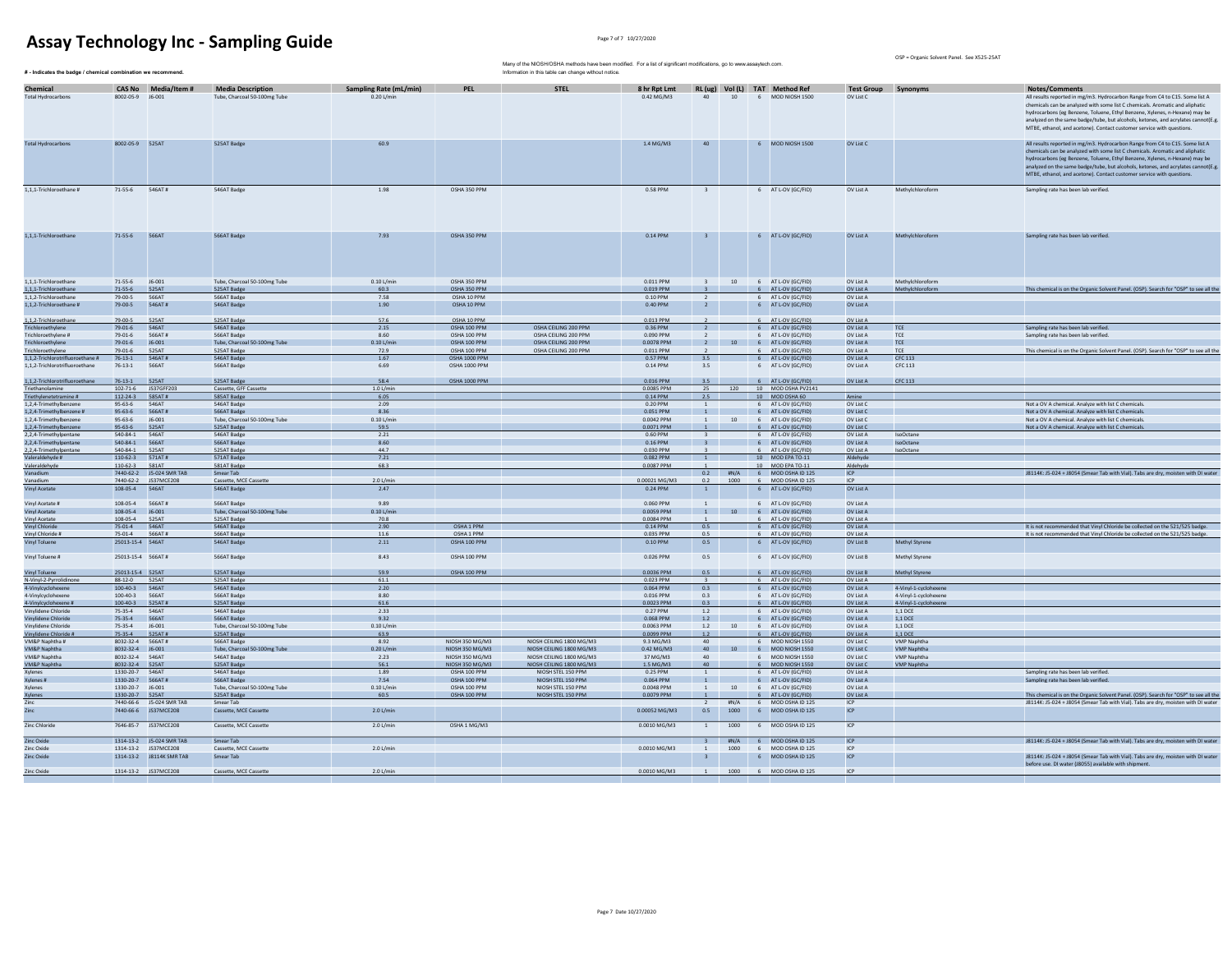# Assay Technology Inc - Sampling Guide

OSP = Organic Solvent Panel. See X525-25AT

# - Indicates the badge / chemical combination we recommend.

Many of the NIOSH/OSHA methods have been modified. For a list of significant modifications, go to www.assaytech.com.
Information in this table can change without notice.

| Chemical | CAS No | Media/Item # | Media Description | Sampling Rate (mL/min) | PEL | STEL | 8 hr Rpt Lmt | RL (ug) | Vol (L) | TAT | Method Ref | Test Group | Synonyms | Notes/Comments |
|---|---|---|---|---|---|---|---|---|---|---|---|---|---|---|
| Total Hydrocarbons | 8002-05-9 | J6-001 | Tube, Charcoal 50-100mg Tube | 0.20 L/min | | | 0.42 MG/M3 | 40 | 10 | 6 | MOD NIOSH 1500 | OV List C | | All results reported in mg/m3. Hydrocarbon Range from C4 to C15. Some list A chemicals can be analyzed with some list C chemicals. Aromatic and aliphatic hydrocarbons (eg Benzene, Toluene, Ethyl Benzene, Xylenes, n-Hexane) may be analyzed on the same badge/tube, but alcohols, ketones, and acrylates cannot(E.g. MTBE, ethanol, and acetone). Contact customer service with questions. |
| Total Hydrocarbons | 8002-05-9 | 525AT | 525AT Badge | 60.9 | | | 1.4 MG/M3 | 40 | | 6 | MOD NIOSH 1500 | OV List C | | All results reported in mg/m3. Hydrocarbon Range from C4 to C15. Some list A chemicals can be analyzed with some list C chemicals. Aromatic and aliphatic hydrocarbons (eg Benzene, Toluene, Ethyl Benzene, Xylenes, n-Hexane) may be analyzed on the same badge/tube, but alcohols, ketones, and acrylates cannot(E.g. MTBE, ethanol, and acetone). Contact customer service with questions. |
| 1,1,1-Trichloroethane # | 71-55-6 | 546AT # | 546AT Badge | 1.98 | OSHA 350 PPM | | 0.58 PPM | 3 | | 6 | AT L-OV (GC/FID) | OV List A | Methylchloroform | Sampling rate has been lab verified. |
| 1,1,1-Trichloroethane | 71-55-6 | 566AT | 566AT Badge | 7.93 | OSHA 350 PPM | | 0.14 PPM | 3 | | 6 | AT L-OV (GC/FID) | OV List A | Methylchloroform | Sampling rate has been lab verified. |
| 1,1,1-Trichloroethane | 71-55-6 | J6-001 | Tube, Charcoal 50-100mg Tube | 0.10 L/min | OSHA 350 PPM | | 0.011 PPM | 3 | 10 | 6 | AT L-OV (GC/FID) | OV List A | Methylchloroform | |
| 1,1,1-Trichloroethane | 71-55-6 | 525AT | 525AT Badge | 60.3 | OSHA 350 PPM | | 0.019 PPM | 3 | | 6 | AT L-OV (GC/FID) | OV List A | Methylchloroform | This chemical is on the Organic Solvent Panel. (OSP). Search for "OSP" to see all the |
| 1,1,2-Trichloroethane | 79-00-5 | 566AT | 566AT Badge | 7.58 | OSHA 10 PPM | | 0.10 PPM | 2 | | 6 | AT L-OV (GC/FID) | OV List A | | |
| 1,1,2-Trichloroethane # | 79-00-5 | 546AT # | 546AT Badge | 1.90 | OSHA 10 PPM | | 0.40 PPM | 2 | | 6 | AT L-OV (GC/FID) | OV List A | | |
| 1,1,2-Trichloroethane | 79-00-5 | 525AT | 525AT Badge | 57.6 | OSHA 10 PPM | | 0.013 PPM | 2 | | 6 | AT L-OV (GC/FID) | OV List A | | |
| Trichloroethylene | 79-01-6 | 546AT | 546AT Badge | 2.15 | OSHA 100 PPM | OSHA CEILING 200 PPM | 0.36 PPM | 2 | | 6 | AT L-OV (GC/FID) | OV List A | TCE | Sampling rate has been lab verified. |
| Trichloroethylene # | 79-01-6 | 566AT # | 566AT Badge | 8.60 | OSHA 100 PPM | OSHA CEILING 200 PPM | 0.090 PPM | 2 | | 6 | AT L-OV (GC/FID) | OV List A | TCE | Sampling rate has been lab verified. |
| Trichloroethylene | 79-01-6 | J6-001 | Tube, Charcoal 50-100mg Tube | 0.10 L/min | OSHA 100 PPM | OSHA CEILING 200 PPM | 0.0078 PPM | 2 | 10 | 6 | AT L-OV (GC/FID) | OV List A | TCE | |
| Trichloroethylene | 79-01-6 | 525AT | 525AT Badge | 72.9 | OSHA 100 PPM | OSHA CEILING 200 PPM | 0.011 PPM | 2 | | 6 | AT L-OV (GC/FID) | OV List A | TCE | This chemical is on the Organic Solvent Panel. (OSP). Search for "OSP" to see all the |
| 1,1,2-Trichlorotrifluoroethane # | 76-13-1 | 546AT # | 546AT Badge | 1.67 | OSHA 1000 PPM | | 0.57 PPM | 3.5 | | 6 | AT L-OV (GC/FID) | OV List A | CFC 113 | |
| 1,1,2-Trichlorotrifluoroethane | 76-13-1 | 566AT | 566AT Badge | 6.69 | OSHA 1000 PPM | | 0.14 PPM | 3.5 | | 6 | AT L-OV (GC/FID) | OV List A | CFC 113 | |
| 1,1,2-Trichlorotrifluoroethane | 76-13-1 | 525AT | 525AT Badge | 58.4 | OSHA 1000 PPM | | 0.016 PPM | 3.5 | | 6 | AT L-OV (GC/FID) | OV List A | CFC 113 | |
| Triethanolamine | 102-71-6 | JS37GFF203 | Cassette, GFF Cassette | 1.0 L/min | | | 0.0085 PPM | 25 | 120 | 10 | MOD OSHA PV2141 | | | |
| Triethylenetetramine # | 112-24-3 | 585AT # | 585AT Badge | 6.05 | | | 0.14 PPM | 2.5 | | 10 | MOD OSHA 60 | Amine | | |
| 1,2,4-Trimethylbenzene | 95-63-6 | 546AT | 546AT Badge | 2.09 | | | 0.20 PPM | 1 | | 6 | AT L-OV (GC/FID) | OV List C | | Not a OV A chemical. Analyze with list C chemicals. |
| 1,2,4-Trimethylbenzene # | 95-63-6 | 566AT # | 566AT Badge | 8.36 | | | 0.051 PPM | 1 | | 6 | AT L-OV (GC/FID) | OV List C | | Not a OV A chemical. Analyze with list C chemicals. |
| 1,2,4-Trimethylbenzene | 95-63-6 | J6-001 | Tube, Charcoal 50-100mg Tube | 0.10 L/min | | | 0.0042 PPM | 1 | 10 | 6 | AT L-OV (GC/FID) | OV List C | | Not a OV A chemical. Analyze with list C chemicals. |
| 1,2,4-Trimethylbenzene | 95-63-6 | 525AT | 525AT Badge | 59.5 | | | 0.0071 PPM | 1 | | 6 | AT L-OV (GC/FID) | OV List C | | Not a OV A chemical. Analyze with list C chemicals. |
| 2,2,4-Trimethylpentane | 540-84-1 | 546AT | 546AT Badge | 2.21 | | | 0.60 PPM | 3 | | 6 | AT L-OV (GC/FID) | OV List A | IsoOctane | |
| 2,2,4-Trimethylpentane | 540-84-1 | 566AT | 566AT Badge | 8.60 | | | 0.16 PPM | 3 | | 6 | AT L-OV (GC/FID) | OV List A | IsoOctane | |
| 2,2,4-Trimethylpentane | 540-84-1 | 525AT | 525AT Badge | 44.7 | | | 0.030 PPM | 3 | | 6 | AT L-OV (GC/FID) | OV List A | IsoOctane | |
| Valeraldehyde # | 110-62-3 | 571AT # | 571AT Badge | 7.21 | | | 0.082 PPM | 1 | | 10 | MOD EPA TO-11 | Aldehyde | | |
| Valeraldehyde | 110-62-3 | 581AT | 581AT Badge | 68.3 | | | 0.0087 PPM | 1 | | 10 | MOD EPA TO-11 | Aldehyde | | |
| Vanadium | 7440-62-2 | JS-024 SMR TAB | Smear Tab | | | | | 0.2 | #N/A | 6 | MOD OSHA ID 125 | ICP | | J8114K: JS-024 + J8054 (Smear Tab with Vial). Tabs are dry, moisten with DI water |
| Vanadium | 7440-62-2 | JS37MCE208 | Cassette, MCE Cassette | 2.0 L/min | | | 0.00021 MG/M3 | 0.2 | 1000 | 6 | MOD OSHA ID 125 | ICP | | |
| Vinyl Acetate | 108-05-4 | 546AT | 546AT Badge | 2.47 | | | 0.24 PPM | 1 | | 6 | AT L-OV (GC/FID) | OV List A | | |
| Vinyl Acetate # | 108-05-4 | 566AT # | 566AT Badge | 9.89 | | | 0.060 PPM | 1 | | 6 | AT L-OV (GC/FID) | OV List A | | |
| Vinyl Acetate | 108-05-4 | J6-001 | Tube, Charcoal 50-100mg Tube | 0.10 L/min | | | 0.0059 PPM | 1 | 10 | 6 | AT L-OV (GC/FID) | OV List A | | |
| Vinyl Acetate | 108-05-4 | 525AT | 525AT Badge | 70.8 | | | 0.0084 PPM | 1 | | 6 | AT L-OV (GC/FID) | OV List A | | |
| Vinyl Chloride | 75-01-4 | 546AT | 546AT Badge | 2.90 | OSHA 1 PPM | | 0.14 PPM | 0.5 | | 6 | AT L-OV (GC/FID) | OV List A | | It is not recommended that Vinyl Chloride be collected on the 521/525 badge. |
| Vinyl Chloride # | 75-01-4 | 566AT # | 566AT Badge | 11.6 | OSHA 1 PPM | | 0.035 PPM | 0.5 | | 6 | AT L-OV (GC/FID) | OV List A | | It is not recommended that Vinyl Chloride be collected on the 521/525 badge. |
| Vinyl Toluene | 25013-15-4 | 546AT | 546AT Badge | 2.11 | OSHA 100 PPM | | 0.10 PPM | 0.5 | | 6 | AT L-OV (GC/FID) | OV List B | Methyl Styrene | |
| Vinyl Toluene # | 25013-15-4 | 566AT # | 566AT Badge | 8.43 | OSHA 100 PPM | | 0.026 PPM | 0.5 | | 6 | AT L-OV (GC/FID) | OV List B | Methyl Styrene | |
| Vinyl Toluene | 25013-15-4 | 525AT | 525AT Badge | 59.9 | OSHA 100 PPM | | 0.0036 PPM | 0.5 | | 6 | AT L-OV (GC/FID) | OV List B | Methyl Styrene | |
| N-Vinyl-2-Pyrrolidinone | 88-12-0 | 525AT | 525AT Badge | 61.1 | | | 0.023 PPM | 3 | | 6 | AT L-OV (GC/FID) | OV List A | | |
| 4-Vinylcyclohexene | 100-40-3 | 546AT | 546AT Badge | 2.20 | | | 0.064 PPM | 0.3 | | 6 | AT L-OV (GC/FID) | OV List A | 4-Vinyl-1-cyclohexene | |
| 4-Vinylcyclohexene | 100-40-3 | 566AT | 566AT Badge | 8.80 | | | 0.016 PPM | 0.3 | | 6 | AT L-OV (GC/FID) | OV List A | 4-Vinyl-1-cyclohexene | |
| 4-Vinylcyclohexene # | 100-40-3 | 525AT # | 525AT Badge | 61.6 | | | 0.0023 PPM | 0.3 | | 6 | AT L-OV (GC/FID) | OV List A | 4-Vinyl-1-cyclohexene | |
| Vinylidene Chloride | 75-35-4 | 546AT | 546AT Badge | 2.33 | | | 0.27 PPM | 1.2 | | 6 | AT L-OV (GC/FID) | OV List A | 1,1 DCE | |
| Vinylidene Chloride | 75-35-4 | 566AT | 566AT Badge | 9.32 | | | 0.068 PPM | 1.2 | | 6 | AT L-OV (GC/FID) | OV List A | 1,1 DCE | |
| Vinylidene Chloride | 75-35-4 | J6-001 | Tube, Charcoal 50-100mg Tube | 0.10 L/min | | | 0.0063 PPM | 1.2 | 10 | 6 | AT L-OV (GC/FID) | OV List A | 1,1 DCE | |
| Vinylidene Chloride # | 75-35-4 | 525AT # | 525AT Badge | 63.9 | | | 0.0099 PPM | 1.2 | | 6 | AT L-OV (GC/FID) | OV List A | 1,1 DCE | |
| VM&P Naphtha # | 8032-32-4 | 566AT # | 566AT Badge | 8.92 | NIOSH 350 MG/M3 | NIOSH CEILING 1800 MG/M3 | 9.3 MG/M3 | 40 | | 6 | MOD NIOSH 1550 | OV List C | VMP Naphtha | |
| VM&P Naphtha | 8032-32-4 | J6-001 | Tube, Charcoal 50-100mg Tube | 0.20 L/min | NIOSH 350 MG/M3 | NIOSH CEILING 1800 MG/M3 | 0.42 MG/M3 | 40 | 10 | 6 | MOD NIOSH 1550 | OV List C | VMP Naphtha | |
| VM&P Naphtha | 8032-32-4 | 546AT | 546AT Badge | 2.23 | NIOSH 350 MG/M3 | NIOSH CEILING 1800 MG/M3 | 37 MG/M3 | 40 | | 6 | MOD NIOSH 1550 | OV List C | VMP Naphtha | |
| VM&P Naphtha | 8032-32-4 | 525AT | 525AT Badge | 56.1 | NIOSH 350 MG/M3 | NIOSH CEILING 1800 MG/M3 | 1.5 MG/M3 | 40 | | 6 | MOD NIOSH 1550 | OV List C | VMP Naphtha | |
| Xylenes | 1330-20-7 | 546AT | 546AT Badge | 1.89 | OSHA 100 PPM | NIOSH STEL 150 PPM | 0.25 PPM | 1 | | 6 | AT L-OV (GC/FID) | OV List A | | Sampling rate has been lab verified. |
| Xylenes # | 1330-20-7 | 566AT # | 566AT Badge | 7.54 | OSHA 100 PPM | NIOSH STEL 150 PPM | 0.064 PPM | 1 | | 6 | AT L-OV (GC/FID) | OV List A | | Sampling rate has been lab verified. |
| Xylenes | 1330-20-7 | J6-001 | Tube, Charcoal 50-100mg Tube | 0.10 L/min | OSHA 100 PPM | NIOSH STEL 150 PPM | 0.0048 PPM | 1 | 10 | 6 | AT L-OV (GC/FID) | OV List A | | |
| Xylenes | 1330-20-7 | 525AT | 525AT Badge | 60.5 | OSHA 100 PPM | NIOSH STEL 150 PPM | 0.0079 PPM | 1 | | 6 | AT L-OV (GC/FID) | OV List A | | This chemical is on the Organic Solvent Panel. (OSP). Search for "OSP" to see all the |
| Zinc | 7440-66-6 | JS-024 SMR TAB | Smear Tab | | | | | 2 | #N/A | 6 | MOD OSHA ID 125 | ICP | | J8114K: JS-024 + J8054 (Smear Tab with Vial). Tabs are dry, moisten with DI water |
| Zinc | 7440-66-6 | JS37MCE208 | Cassette, MCE Cassette | 2.0 L/min | | | 0.00052 MG/M3 | 0.5 | 1000 | 6 | MOD OSHA ID 125 | ICP | | |
| Zinc Chloride | 7646-85-7 | JS37MCE208 | Cassette, MCE Cassette | 2.0 L/min | OSHA 1 MG/M3 | | 0.0010 MG/M3 | 1 | 1000 | 6 | MOD OSHA ID 125 | ICP | | |
| Zinc Oxide | 1314-13-2 | JS-024 SMR TAB | Smear Tab | | | | | 3 | #N/A | 6 | MOD OSHA ID 125 | ICP | | J8114K: JS-024 + J8054 (Smear Tab with Vial). Tabs are dry, moisten with DI water |
| Zinc Oxide | 1314-13-2 | JS37MCE208 | Cassette, MCE Cassette | 2.0 L/min | | | 0.0010 MG/M3 | 1 | 1000 | 6 | MOD OSHA ID 125 | ICP | | |
| Zinc Oxide | 1314-13-2 | J8114K SMR TAB | Smear Tab | | | | | 3 | | 6 | MOD OSHA ID 125 | ICP | | J8114K: JS-024 + J8054 (Smear Tab with Vial). Tabs are dry, moisten with DI water before use. DI water (J8055) available with shipment. |
| Zinc Oxide | 1314-13-2 | JS37MCE208 | Cassette, MCE Cassette | 2.0 L/min | | | 0.0010 MG/M3 | 1 | 1000 | 6 | MOD OSHA ID 125 | ICP | | |